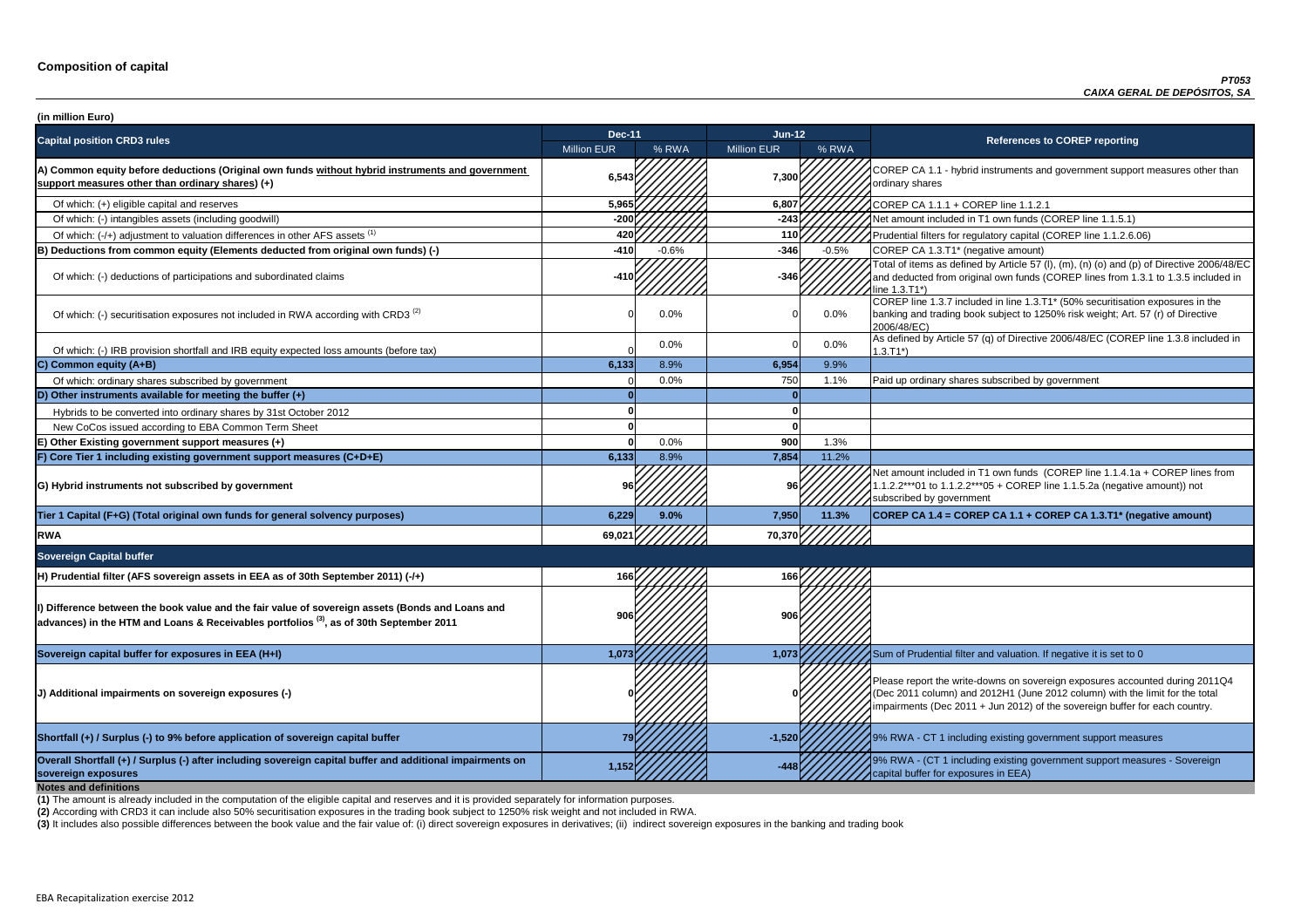# Composition of capital

*PT053*
***CAIXA GERAL DE DEPÓSITOS, SA***

**(in million Euro)**

| Capital position CRD3 rules | Dec-11 | | Jun-12 | | References to COREP reporting |
|---|---|---|---|---|---|
| | Million EUR | % RWA | Million EUR | % RWA | |
| **A) Common equity before deductions (Original own funds without hybrid instruments and government support measures other than ordinary shares) (+)** | 6,543 | | 7,300 | | COREP CA 1.1 - hybrid instruments and government support measures other than ordinary shares |
| Of which: (+) eligible capital and reserves | 5,965 | | 6,807 | | COREP CA 1.1.1 + COREP line 1.1.2.1 |
| Of which: (-) intangibles assets (including goodwill) | -200 | | -243 | | Net amount included in T1 own funds (COREP line 1.1.5.1) |
| Of which: (-/+) adjustment to valuation differences in other AFS assets (1) | 420 | | 110 | | Prudential filters for regulatory capital (COREP line 1.1.2.6.06) |
| **B) Deductions from common equity (Elements deducted from original own funds) (-)** | -410 | -0.6% | -346 | -0.5% | COREP CA 1.3.T1* (negative amount) |
| Of which: (-) deductions of participations and subordinated claims | -410 | | -346 | | Total of items as defined by Article 57 (l), (m), (n) (o) and (p) of Directive 2006/48/EC and deducted from original own funds (COREP lines from 1.3.1 to 1.3.5 included in line 1.3.T1*) |
| Of which: (-) securitisation exposures not included in RWA according with CRD3 (2) | 0 | 0.0% | 0 | 0.0% | COREP line 1.3.7 included in line 1.3.T1* (50% securitisation exposures in the banking and trading book subject to 1250% risk weight; Art. 57 (r) of Directive 2006/48/EC) |
| Of which: (-) IRB provision shortfall and IRB equity expected loss amounts (before tax) | 0 | 0.0% | 0 | 0.0% | As defined by Article 57 (q) of Directive 2006/48/EC (COREP line 1.3.8 included in 1.3.T1*) |
| **C) Common equity (A+B)** | 6,133 | 8.9% | 6,954 | 9.9% | |
| Of which: ordinary shares subscribed by government | 0 | 0.0% | 750 | 1.1% | Paid up ordinary shares subscribed by government |
| **D) Other instruments available for meeting the buffer (+)** | 0 | | 0 | | |
| Hybrids to be converted into ordinary shares by 31st October 2012 | 0 | | 0 | | |
| New CoCos issued according to EBA Common Term Sheet | 0 | | 0 | | |
| **E) Other Existing government support measures (+)** | 0 | 0.0% | 900 | 1.3% | |
| **F) Core Tier 1 including existing government support measures (C+D+E)** | 6,133 | 8.9% | 7,854 | 11.2% | |
| **G) Hybrid instruments not subscribed by government** | 96 | | 96 | | Net amount included in T1 own funds (COREP line 1.1.4.1a + COREP lines from 1.1.2.2***01 to 1.1.2.2***05 + COREP line 1.1.5.2a (negative amount)) not subscribed by government |
| **Tier 1 Capital (F+G) (Total original own funds for general solvency purposes)** | **6,229** | **9.0%** | **7,950** | **11.3%** | **COREP CA 1.4 = COREP CA 1.1 + COREP CA 1.3.T1* (negative amount)** |
| **RWA** | 69,021 | | 70,370 | | |
| **Sovereign Capital buffer** | | | | | |
| **H) Prudential filter (AFS sovereign assets in EEA as of 30th September 2011) (-/+)** | 166 | | 166 | | |
| **I) Difference between the book value and the fair value of sovereign assets (Bonds and Loans and advances) in the HTM and Loans & Receivables portfolios (3), as of 30th September 2011** | 906 | | 906 | | |
| **Sovereign capital buffer for exposures in EEA (H+I)** | 1,073 | | 1,073 | | Sum of Prudential filter and valuation. If negative it is set to 0 |
| **J) Additional impairments on sovereign exposures (-)** | 0 | | 0 | | Please report the write-downs on sovereign exposures accounted during 2011Q4 (Dec 2011 column) and 2012H1 (June 2012 column) with the limit for the total impairments (Dec 2011 + Jun 2012) of the sovereign buffer for each country. |
| **Shortfall (+) / Surplus (-) to 9% before application of sovereign capital buffer** | 79 | | -1,520 | | 9% RWA - CT 1 including existing government support measures |
| **Overall Shortfall (+) / Surplus (-) after including sovereign capital buffer and additional impairments on sovereign exposures** | 1,152 | | -448 | | 9% RWA - (CT 1 including existing government support measures - Sovereign capital buffer for exposures in EEA) |

**Notes and definitions**

**(1)** The amount is already included in the computation of the eligible capital and reserves and it is provided separately for information purposes.

**(2)** According with CRD3 it can include also 50% securitisation exposures in the trading book subject to 1250% risk weight and not included in RWA.

**(3)** It includes also possible differences between the book value and the fair value of: (i) direct sovereign exposures in derivatives; (ii) indirect sovereign exposures in the banking and trading book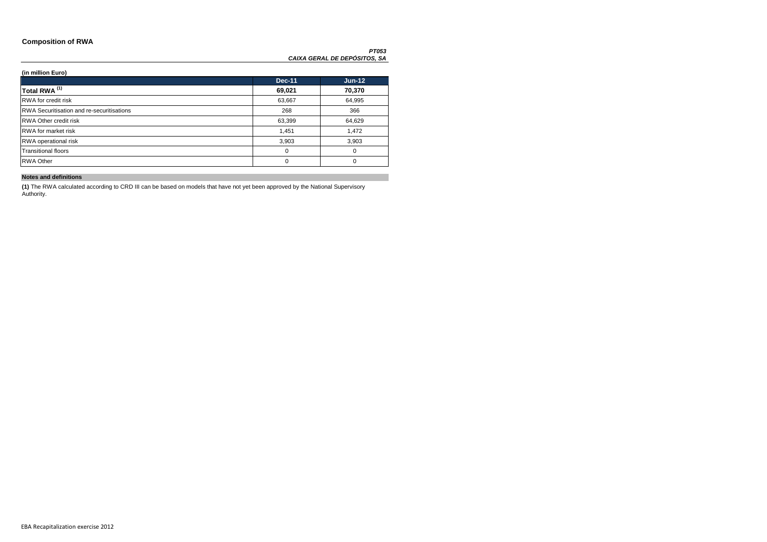## Composition of RWA

***PT053***
***CAIXA GERAL DE DEPÓSITOS, SA***

**(in million Euro)**

| | Dec-11 | Jun-12 |
|---|---|---|
| **Total RWA [(1)]** | **69,021** | **70,370** |
| RWA for credit risk | 63,667 | 64,995 |
| RWA Securitisation and re-securitisations | 268 | 366 |
| RWA Other credit risk | 63,399 | 64,629 |
| RWA for market risk | 1,451 | 1,472 |
| RWA operational risk | 3,903 | 3,903 |
| Transitional floors | 0 | 0 |
| RWA Other | 0 | 0 |

**Notes and definitions**

**(1)** The RWA calculated according to CRD III can be based on models that have not yet been approved by the National Supervisory Authority.

EBA Recapitalization exercise 2012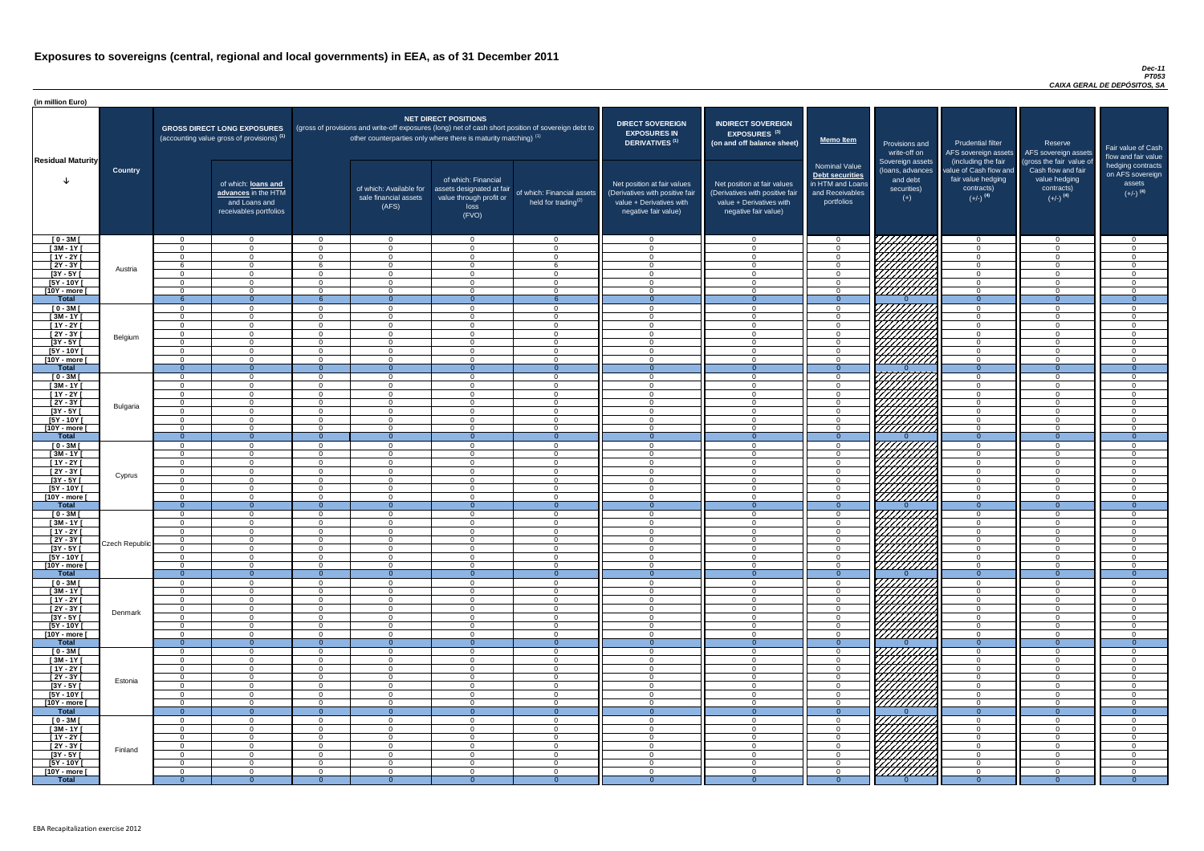# Exposures to sovereigns (central, regional and local governments) in EEA, as of 31 December 2011

*Dec-11*
*PT053*
*CAIXA GERAL DE DEPÓSITOS, SA*

(in million Euro)

| Residual Maturity | Country | GROSS DIRECT LONG EXPOSURES (accounting value gross of provisions) (1) | of which: loans and advances in the HTM and Loans and receivables portfolios | NET DIRECT POSITIONS (gross of provisions and write-off exposures (long) net of cash short position of sovereign debt to other counterparties only where there is maturity matching) (1) | of which: Available for sale financial assets (AFS) | of which: Financial assets designated at fair value through profit or loss (FVO) | of which: Financial assets held for trading(2) | DIRECT SOVEREIGN EXPOSURES IN DERIVATIVES (1) Net position at fair values (Derivatives with positive fair value + Derivatives with negative fair value) | INDIRECT SOVEREIGN EXPOSURES (3) (on and off balance sheet) Net position at fair values (Derivatives with positive fair value + Derivatives with negative fair value) | Memo Item: Nominal Value Debt securities in HTM and Loans and Receivables portfolios | Provisions and write-off on Sovereign assets (loans, advances and debt securities) (+) | Prudential filter AFS sovereign assets (including the fair value of Cash flow and fair value hedging contracts) (+/-) (4) | Reserve AFS sovereign assets (gross the fair value of Cash flow and fair value hedging contracts) (+/-) (4) | Fair value of Cash flow and fair value hedging contracts on AFS sovereign assets (+/-) (4) |
|---|---|---|---|---|---|---|---|---|---|---|---|---|---|---|
| [ 0 - 3M [ | Austria | 0 | 0 | 0 | 0 | 0 | 0 | 0 | 0 | 0 | | 0 | 0 | 0 |
| [ 3M - 1Y [ | | 0 | 0 | 0 | 0 | 0 | 0 | 0 | 0 | 0 | | 0 | 0 | 0 |
| [ 1Y - 2Y [ | | 0 | 0 | 0 | 0 | 0 | 0 | 0 | 0 | 0 | | 0 | 0 | 0 |
| [ 2Y - 3Y [ | | 6 | 0 | 6 | 0 | 0 | 6 | 0 | 0 | 0 | | 0 | 0 | 0 |
| [3Y - 5Y [ | | 0 | 0 | 0 | 0 | 0 | 0 | 0 | 0 | 0 | | 0 | 0 | 0 |
| [5Y - 10Y [ | | 0 | 0 | 0 | 0 | 0 | 0 | 0 | 0 | 0 | | 0 | 0 | 0 |
| [10Y - more [ | | 0 | 0 | 0 | 0 | 0 | 0 | 0 | 0 | 0 | | 0 | 0 | 0 |
| Total | | 6 | 0 | 6 | 0 | 0 | 6 | 0 | 0 | 0 | 0 | 0 | 0 | 0 |
| [ 0 - 3M [ | Belgium | 0 | 0 | 0 | 0 | 0 | 0 | 0 | 0 | 0 | | 0 | 0 | 0 |
| [ 3M - 1Y [ | | 0 | 0 | 0 | 0 | 0 | 0 | 0 | 0 | 0 | | 0 | 0 | 0 |
| [ 1Y - 2Y [ | | 0 | 0 | 0 | 0 | 0 | 0 | 0 | 0 | 0 | | 0 | 0 | 0 |
| [ 2Y - 3Y [ | | 0 | 0 | 0 | 0 | 0 | 0 | 0 | 0 | 0 | | 0 | 0 | 0 |
| [3Y - 5Y [ | | 0 | 0 | 0 | 0 | 0 | 0 | 0 | 0 | 0 | | 0 | 0 | 0 |
| [5Y - 10Y [ | | 0 | 0 | 0 | 0 | 0 | 0 | 0 | 0 | 0 | | 0 | 0 | 0 |
| [10Y - more [ | | 0 | 0 | 0 | 0 | 0 | 0 | 0 | 0 | 0 | | 0 | 0 | 0 |
| Total | | 0 | 0 | 0 | 0 | 0 | 0 | 0 | 0 | 0 | 0 | 0 | 0 | 0 |
| [ 0 - 3M [ | Bulgaria | 0 | 0 | 0 | 0 | 0 | 0 | 0 | 0 | 0 | | 0 | 0 | 0 |
| [ 3M - 1Y [ | | 0 | 0 | 0 | 0 | 0 | 0 | 0 | 0 | 0 | | 0 | 0 | 0 |
| [ 1Y - 2Y [ | | 0 | 0 | 0 | 0 | 0 | 0 | 0 | 0 | 0 | | 0 | 0 | 0 |
| [ 2Y - 3Y [ | | 0 | 0 | 0 | 0 | 0 | 0 | 0 | 0 | 0 | | 0 | 0 | 0 |
| [3Y - 5Y [ | | 0 | 0 | 0 | 0 | 0 | 0 | 0 | 0 | 0 | | 0 | 0 | 0 |
| [5Y - 10Y [ | | 0 | 0 | 0 | 0 | 0 | 0 | 0 | 0 | 0 | | 0 | 0 | 0 |
| [10Y - more [ | | 0 | 0 | 0 | 0 | 0 | 0 | 0 | 0 | 0 | | 0 | 0 | 0 |
| Total | | 0 | 0 | 0 | 0 | 0 | 0 | 0 | 0 | 0 | 0 | 0 | 0 | 0 |
| [ 0 - 3M [ | Cyprus | 0 | 0 | 0 | 0 | 0 | 0 | 0 | 0 | 0 | | 0 | 0 | 0 |
| [ 3M - 1Y [ | | 0 | 0 | 0 | 0 | 0 | 0 | 0 | 0 | 0 | | 0 | 0 | 0 |
| [ 1Y - 2Y [ | | 0 | 0 | 0 | 0 | 0 | 0 | 0 | 0 | 0 | | 0 | 0 | 0 |
| [ 2Y - 3Y [ | | 0 | 0 | 0 | 0 | 0 | 0 | 0 | 0 | 0 | | 0 | 0 | 0 |
| [3Y - 5Y [ | | 0 | 0 | 0 | 0 | 0 | 0 | 0 | 0 | 0 | | 0 | 0 | 0 |
| [5Y - 10Y [ | | 0 | 0 | 0 | 0 | 0 | 0 | 0 | 0 | 0 | | 0 | 0 | 0 |
| [10Y - more [ | | 0 | 0 | 0 | 0 | 0 | 0 | 0 | 0 | 0 | | 0 | 0 | 0 |
| Total | | 0 | 0 | 0 | 0 | 0 | 0 | 0 | 0 | 0 | 0 | 0 | 0 | 0 |
| [ 0 - 3M [ | Czech Republic | 0 | 0 | 0 | 0 | 0 | 0 | 0 | 0 | 0 | | 0 | 0 | 0 |
| [ 3M - 1Y [ | | 0 | 0 | 0 | 0 | 0 | 0 | 0 | 0 | 0 | | 0 | 0 | 0 |
| [ 1Y - 2Y [ | | 0 | 0 | 0 | 0 | 0 | 0 | 0 | 0 | 0 | | 0 | 0 | 0 |
| [ 2Y - 3Y [ | | 0 | 0 | 0 | 0 | 0 | 0 | 0 | 0 | 0 | | 0 | 0 | 0 |
| [3Y - 5Y [ | | 0 | 0 | 0 | 0 | 0 | 0 | 0 | 0 | 0 | | 0 | 0 | 0 |
| [5Y - 10Y [ | | 0 | 0 | 0 | 0 | 0 | 0 | 0 | 0 | 0 | | 0 | 0 | 0 |
| [10Y - more [ | | 0 | 0 | 0 | 0 | 0 | 0 | 0 | 0 | 0 | | 0 | 0 | 0 |
| Total | | 0 | 0 | 0 | 0 | 0 | 0 | 0 | 0 | 0 | 0 | 0 | 0 | 0 |
| [ 0 - 3M [ | Denmark | 0 | 0 | 0 | 0 | 0 | 0 | 0 | 0 | 0 | | 0 | 0 | 0 |
| [ 3M - 1Y [ | | 0 | 0 | 0 | 0 | 0 | 0 | 0 | 0 | 0 | | 0 | 0 | 0 |
| [ 1Y - 2Y [ | | 0 | 0 | 0 | 0 | 0 | 0 | 0 | 0 | 0 | | 0 | 0 | 0 |
| [ 2Y - 3Y [ | | 0 | 0 | 0 | 0 | 0 | 0 | 0 | 0 | 0 | | 0 | 0 | 0 |
| [3Y - 5Y [ | | 0 | 0 | 0 | 0 | 0 | 0 | 0 | 0 | 0 | | 0 | 0 | 0 |
| [5Y - 10Y [ | | 0 | 0 | 0 | 0 | 0 | 0 | 0 | 0 | 0 | | 0 | 0 | 0 |
| [10Y - more [ | | 0 | 0 | 0 | 0 | 0 | 0 | 0 | 0 | 0 | | 0 | 0 | 0 |
| Total | | 0 | 0 | 0 | 0 | 0 | 0 | 0 | 0 | 0 | 0 | 0 | 0 | 0 |
| [ 0 - 3M [ | Estonia | 0 | 0 | 0 | 0 | 0 | 0 | 0 | 0 | 0 | | 0 | 0 | 0 |
| [ 3M - 1Y [ | | 0 | 0 | 0 | 0 | 0 | 0 | 0 | 0 | 0 | | 0 | 0 | 0 |
| [ 1Y - 2Y [ | | 0 | 0 | 0 | 0 | 0 | 0 | 0 | 0 | 0 | | 0 | 0 | 0 |
| [ 2Y - 3Y [ | | 0 | 0 | 0 | 0 | 0 | 0 | 0 | 0 | 0 | | 0 | 0 | 0 |
| [3Y - 5Y [ | | 0 | 0 | 0 | 0 | 0 | 0 | 0 | 0 | 0 | | 0 | 0 | 0 |
| [5Y - 10Y [ | | 0 | 0 | 0 | 0 | 0 | 0 | 0 | 0 | 0 | | 0 | 0 | 0 |
| [10Y - more [ | | 0 | 0 | 0 | 0 | 0 | 0 | 0 | 0 | 0 | | 0 | 0 | 0 |
| Total | | 0 | 0 | 0 | 0 | 0 | 0 | 0 | 0 | 0 | 0 | 0 | 0 | 0 |
| [ 0 - 3M [ | Finland | 0 | 0 | 0 | 0 | 0 | 0 | 0 | 0 | 0 | | 0 | 0 | 0 |
| [ 3M - 1Y [ | | 0 | 0 | 0 | 0 | 0 | 0 | 0 | 0 | 0 | | 0 | 0 | 0 |
| [ 1Y - 2Y [ | | 0 | 0 | 0 | 0 | 0 | 0 | 0 | 0 | 0 | | 0 | 0 | 0 |
| [ 2Y - 3Y [ | | 0 | 0 | 0 | 0 | 0 | 0 | 0 | 0 | 0 | | 0 | 0 | 0 |
| [3Y - 5Y [ | | 0 | 0 | 0 | 0 | 0 | 0 | 0 | 0 | 0 | | 0 | 0 | 0 |
| [5Y - 10Y [ | | 0 | 0 | 0 | 0 | 0 | 0 | 0 | 0 | 0 | | 0 | 0 | 0 |
| [10Y - more [ | | 0 | 0 | 0 | 0 | 0 | 0 | 0 | 0 | 0 | | 0 | 0 | 0 |
| Total | | 0 | 0 | 0 | 0 | 0 | 0 | 0 | 0 | 0 | 0 | 0 | 0 | 0 |

EBA Recapitalization exercise 2012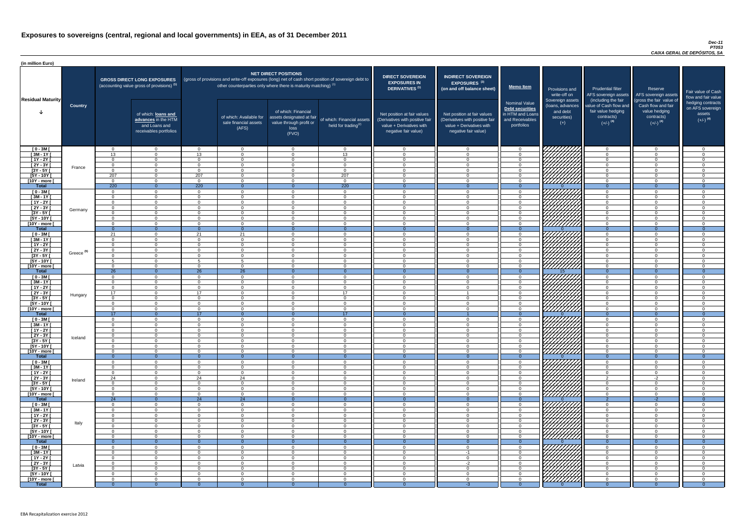# Exposures to sovereigns (central, regional and local governments) in EEA, as of 31 December 2011

*Dec-11*
*PT053*
*CAIXA GERAL DE DEPÓSITOS, SA*

(in million Euro)

| Residual Maturity | Country | GROSS DIRECT LONG EXPOSURES (accounting value gross of provisions) (1) | of which: loans and advances in the HTM and Loans and receivables portfolios | NET DIRECT POSITIONS (gross of provisions and write-off exposures (long) net of cash short position of sovereign debt to other counterparties only where there is maturity matching) (1) | of which: Available for sale financial assets (AFS) | of which: Financial assets designated at fair value through profit or loss (FVO) | of which: Financial assets held for trading(2) | DIRECT SOVEREIGN EXPOSURES IN DERIVATIVES (1) Net position at fair values (Derivatives with positive fair value + Derivatives with negative fair value) | INDIRECT SOVEREIGN EXPOSURES (3) (on and off balance sheet) Net position at fair values (Derivatives with positive fair value + Derivatives with negative fair value) | Memo Item: Nominal Value Debt securities in HTM and Loans and Receivables portfolios | Provisions and write-off on Sovereign assets (loans, advances and debt securities) (+) | Prudential filter AFS sovereign assets (including the fair value of Cash flow and fair value hedging contracts) (+/-) (4) | Reserve AFS sovereign assets (gross the fair value of Cash flow and fair value hedging contracts) (+/-) (4) | Fair value of Cash flow and fair value hedging contracts on AFS sovereign assets (+/-) (4) |
|---|---|---|---|---|---|---|---|---|---|---|---|---|---|---|
| [ 0 - 3M [ | France | 0 | 0 | 0 | 0 | 0 | 0 | 0 | 0 | 0 | | 0 | 0 | 0 |
| [ 3M - 1Y [ | | 13 | 0 | 13 | 0 | 0 | 13 | 0 | 0 | 0 | | 0 | 0 | 0 |
| [ 1Y - 2Y [ | | 0 | 0 | 0 | 0 | 0 | 0 | 0 | 0 | 0 | | 0 | 0 | 0 |
| [ 2Y - 3Y [ | | 0 | 0 | 0 | 0 | 0 | 0 | 0 | 0 | 0 | | 0 | 0 | 0 |
| [3Y - 5Y [ | | 0 | 0 | 0 | 0 | 0 | 0 | 0 | 0 | 0 | | 0 | 0 | 0 |
| [5Y - 10Y [ | | 207 | 0 | 207 | 0 | 0 | 207 | 0 | 0 | 0 | | 0 | 0 | 0 |
| [10Y - more [ | | 0 | 0 | 0 | 0 | 0 | 0 | 0 | 0 | 0 | | 0 | 0 | 0 |
| **Total** | | 220 | 0 | 220 | 0 | 0 | 220 | 0 | 0 | 0 | 0 | 0 | 0 | 0 |
| [ 0 - 3M [ | Germany | 0 | 0 | 0 | 0 | 0 | 0 | 0 | 0 | 0 | | 0 | 0 | 0 |
| [ 3M - 1Y [ | | 0 | 0 | 0 | 0 | 0 | 0 | 0 | 0 | 0 | | 0 | 0 | 0 |
| [ 1Y - 2Y [ | | 0 | 0 | 0 | 0 | 0 | 0 | 0 | 0 | 0 | | 0 | 0 | 0 |
| [ 2Y - 3Y [ | | 0 | 0 | 0 | 0 | 0 | 0 | 0 | 0 | 0 | | 0 | 0 | 0 |
| [3Y - 5Y [ | | 0 | 0 | 0 | 0 | 0 | 0 | 0 | 0 | 0 | | 0 | 0 | 0 |
| [5Y - 10Y [ | | 0 | 0 | 0 | 0 | 0 | 0 | 0 | 0 | 0 | | 0 | 0 | 0 |
| [10Y - more [ | | 0 | 0 | 0 | 0 | 0 | 0 | 0 | 0 | 0 | | 0 | 0 | 0 |
| **Total** | | 0 | 0 | 0 | 0 | 0 | 0 | 0 | 0 | 0 | 0 | 0 | 0 | 0 |
| [ 0 - 3M [ | Greece (5) | 21 | 0 | 21 | 21 | 0 | 0 | 0 | 0 | 0 | | 0 | 0 | 0 |
| [ 3M - 1Y [ | | 0 | 0 | 0 | 0 | 0 | 0 | 0 | 0 | 0 | | 0 | 0 | 0 |
| [ 1Y - 2Y [ | | 0 | 0 | 0 | 0 | 0 | 0 | 0 | 0 | 0 | | 0 | 0 | 0 |
| [ 2Y - 3Y [ | | 0 | 0 | 0 | 0 | 0 | 0 | 0 | 0 | 0 | | 0 | 0 | 0 |
| [3Y - 5Y [ | | 0 | 0 | 0 | 0 | 0 | 0 | 0 | 0 | 0 | | 0 | 0 | 0 |
| [5Y - 10Y [ | | 5 | 0 | 5 | 5 | 0 | 0 | 0 | 0 | 0 | | 0 | 0 | 0 |
| [10Y - more [ | | 0 | 0 | 0 | 0 | 0 | 0 | 0 | 0 | 0 | | 0 | 0 | 0 |
| **Total** | | 26 | 0 | 26 | 26 | 0 | 0 | 0 | 0 | 0 | 15 | 0 | 0 | 0 |
| [ 0 - 3M [ | Hungary | 0 | 0 | 0 | 0 | 0 | 0 | 0 | 0 | 0 | | 0 | 0 | 0 |
| [ 3M - 1Y [ | | 0 | 0 | 0 | 0 | 0 | 0 | 0 | 0 | 0 | | 0 | 0 | 0 |
| [ 1Y - 2Y [ | | 0 | 0 | 0 | 0 | 0 | 0 | 0 | 0 | 0 | | 0 | 0 | 0 |
| [ 2Y - 3Y [ | | 17 | 0 | 17 | 0 | 0 | 17 | 0 | 1 | 0 | | 0 | 0 | 0 |
| [3Y - 5Y [ | | 0 | 0 | 0 | 0 | 0 | 0 | 0 | 0 | 0 | | 0 | 0 | 0 |
| [5Y - 10Y [ | | 0 | 0 | 0 | 0 | 0 | 0 | 0 | 0 | 0 | | 0 | 0 | 0 |
| [10Y - more [ | | 0 | 0 | 0 | 0 | 0 | 0 | 0 | 0 | 0 | | 0 | 0 | 0 |
| **Total** | | 17 | 0 | 17 | 0 | 0 | 17 | 0 | 1 | 0 | 0 | 0 | 0 | 0 |
| [ 0 - 3M [ | Iceland | 0 | 0 | 0 | 0 | 0 | 0 | 0 | 0 | 0 | | 0 | 0 | 0 |
| [ 3M - 1Y [ | | 0 | 0 | 0 | 0 | 0 | 0 | 0 | 0 | 0 | | 0 | 0 | 0 |
| [ 1Y - 2Y [ | | 0 | 0 | 0 | 0 | 0 | 0 | 0 | 0 | 0 | | 0 | 0 | 0 |
| [ 2Y - 3Y [ | | 0 | 0 | 0 | 0 | 0 | 0 | 0 | 0 | 0 | | 0 | 0 | 0 |
| [3Y - 5Y [ | | 0 | 0 | 0 | 0 | 0 | 0 | 0 | 0 | 0 | | 0 | 0 | 0 |
| [5Y - 10Y [ | | 0 | 0 | 0 | 0 | 0 | 0 | 0 | 0 | 0 | | 0 | 0 | 0 |
| [10Y - more [ | | 0 | 0 | 0 | 0 | 0 | 0 | 0 | 0 | 0 | | 0 | 0 | 0 |
| **Total** | | 0 | 0 | 0 | 0 | 0 | 0 | 0 | 0 | 0 | 0 | 0 | 0 | 0 |
| [ 0 - 3M [ | Ireland | 0 | 0 | 0 | 0 | 0 | 0 | 0 | 0 | 0 | | 0 | 0 | 0 |
| [ 3M - 1Y [ | | 0 | 0 | 0 | 0 | 0 | 0 | 0 | 0 | 0 | | 0 | 0 | 0 |
| [ 1Y - 2Y [ | | 0 | 0 | 0 | 0 | 0 | 0 | 0 | 0 | 0 | | 0 | 0 | 0 |
| [ 2Y - 3Y [ | | 24 | 0 | 24 | 24 | 0 | 0 | 0 | 0 | 0 | | 2 | -2 | 0 |
| [3Y - 5Y [ | | 0 | 0 | 0 | 0 | 0 | 0 | 0 | 0 | 0 | | 0 | 0 | 0 |
| [5Y - 10Y [ | | 0 | 0 | 0 | 0 | 0 | 0 | 0 | 0 | 0 | | 0 | 0 | 0 |
| [10Y - more [ | | 0 | 0 | 0 | 0 | 0 | 0 | 0 | 0 | 0 | | 0 | 0 | 0 |
| **Total** | | 24 | 0 | 24 | 24 | 0 | 0 | 0 | 0 | 0 | 0 | 2 | -2 | 0 |
| [ 0 - 3M [ | Italy | 0 | 0 | 0 | 0 | 0 | 0 | 0 | 0 | 0 | | 0 | 0 | 0 |
| [ 3M - 1Y [ | | 0 | 0 | 0 | 0 | 0 | 0 | 0 | 0 | 0 | | 0 | 0 | 0 |
| [ 1Y - 2Y [ | | 0 | 0 | 0 | 0 | 0 | 0 | 0 | 0 | 0 | | 0 | 0 | 0 |
| [ 2Y - 3Y [ | | 0 | 0 | 0 | 0 | 0 | 0 | 0 | 0 | 0 | | 0 | 0 | 0 |
| [3Y - 5Y [ | | 0 | 0 | 0 | 0 | 0 | 0 | 0 | 0 | 0 | | 0 | 0 | 0 |
| [5Y - 10Y [ | | 0 | 0 | 0 | 0 | 0 | 0 | 0 | 0 | 0 | | 0 | 0 | 0 |
| [10Y - more [ | | 0 | 0 | 0 | 0 | 0 | 0 | 0 | 0 | 0 | | 0 | 0 | 0 |
| **Total** | | 0 | 0 | 0 | 0 | 0 | 0 | 0 | 0 | 0 | 0 | 0 | 0 | 0 |
| [ 0 - 3M [ | Latvia | 0 | 0 | 0 | 0 | 0 | 0 | 0 | 0 | 0 | | 0 | 0 | 0 |
| [ 3M - 1Y [ | | 0 | 0 | 0 | 0 | 0 | 0 | 0 | -1 | 0 | | 0 | 0 | 0 |
| [ 1Y - 2Y [ | | 0 | 0 | 0 | 0 | 0 | 0 | 0 | 0 | 0 | | 0 | 0 | 0 |
| [ 2Y - 3Y [ | | 0 | 0 | 0 | 0 | 0 | 0 | 0 | -2 | 0 | | 0 | 0 | 0 |
| [3Y - 5Y [ | | 0 | 0 | 0 | 0 | 0 | 0 | 0 | 0 | 0 | | 0 | 0 | 0 |
| [5Y - 10Y [ | | 0 | 0 | 0 | 0 | 0 | 0 | 0 | 0 | 0 | | 0 | 0 | 0 |
| [10Y - more [ | | 0 | 0 | 0 | 0 | 0 | 0 | 0 | 0 | 0 | | 0 | 0 | 0 |
| **Total** | | 0 | 0 | 0 | 0 | 0 | 0 | 0 | -3 | 0 | 0 | 0 | 0 | 0 |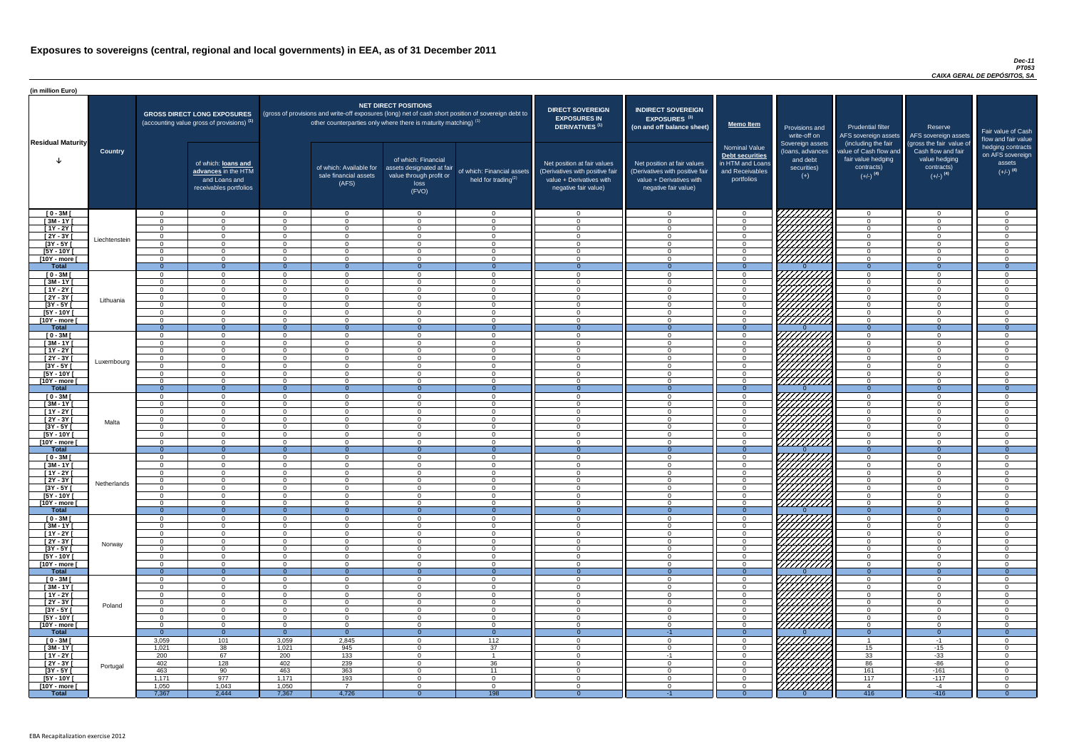# Exposures to sovereigns (central, regional and local governments) in EEA, as of 31 December 2011

*Dec-11*
*PT053*
*CAIXA GERAL DE DEPÓSITOS, SA*

(in million Euro)

| Residual Maturity | Country | GROSS DIRECT LONG EXPOSURES (accounting value gross of provisions) (1) | of which: loans and advances in the HTM and Loans and receivables portfolios | NET DIRECT POSITIONS (gross of provisions and write-off exposures (long) net of cash short position of sovereign debt to other counterparties only where there is maturity matching) (1) | of which: Available for sale financial assets (AFS) | of which: Financial assets designated at fair value through profit or loss (FVO) | of which: Financial assets held for trading(2) | DIRECT SOVEREIGN EXPOSURES IN DERIVATIVES (1) Net position at fair values (Derivatives with positive fair value + Derivatives with negative fair value) | INDIRECT SOVEREIGN EXPOSURES (3) (on and off balance sheet) Net position at fair values (Derivatives with positive fair value + Derivatives with negative fair value) | Memo Item: Nominal Value Debt securities in HTM and Loans and Receivables portfolios | Provisions and write-off on Sovereign assets (loans, advances and debt securities) (+) | Prudential filter AFS sovereign assets (including the fair value of Cash flow and fair value hedging contracts) (+/-) (4) | Reserve AFS sovereign assets (gross the fair value of Cash flow and fair value hedging contracts) (+/-) (4) | Fair value of Cash flow and fair value hedging contracts on AFS sovereign assets (+/-) (4) |
|---|---|---|---|---|---|---|---|---|---|---|---|---|---|---|
| [ 0 - 3M [ | Liechtenstein | 0 | 0 | 0 | 0 | 0 | 0 | 0 | 0 | 0 | | 0 | 0 | 0 |
| [ 3M - 1Y [ | | 0 | 0 | 0 | 0 | 0 | 0 | 0 | 0 | 0 | | 0 | 0 | 0 |
| [ 1Y - 2Y [ | | 0 | 0 | 0 | 0 | 0 | 0 | 0 | 0 | 0 | | 0 | 0 | 0 |
| [ 2Y - 3Y [ | | 0 | 0 | 0 | 0 | 0 | 0 | 0 | 0 | 0 | | 0 | 0 | 0 |
| [3Y - 5Y [ | | 0 | 0 | 0 | 0 | 0 | 0 | 0 | 0 | 0 | | 0 | 0 | 0 |
| [5Y - 10Y [ | | 0 | 0 | 0 | 0 | 0 | 0 | 0 | 0 | 0 | | 0 | 0 | 0 |
| [10Y - more [ | | 0 | 0 | 0 | 0 | 0 | 0 | 0 | 0 | 0 | | 0 | 0 | 0 |
| **Total** | | 0 | 0 | 0 | 0 | 0 | 0 | 0 | 0 | 0 | 0 | 0 | 0 | 0 |
| [ 0 - 3M [ | Lithuania | 0 | 0 | 0 | 0 | 0 | 0 | 0 | 0 | 0 | | 0 | 0 | 0 |
| [ 3M - 1Y [ | | 0 | 0 | 0 | 0 | 0 | 0 | 0 | 0 | 0 | | 0 | 0 | 0 |
| [ 1Y - 2Y [ | | 0 | 0 | 0 | 0 | 0 | 0 | 0 | 0 | 0 | | 0 | 0 | 0 |
| [ 2Y - 3Y [ | | 0 | 0 | 0 | 0 | 0 | 0 | 0 | 0 | 0 | | 0 | 0 | 0 |
| [3Y - 5Y [ | | 0 | 0 | 0 | 0 | 0 | 0 | 0 | 0 | 0 | | 0 | 0 | 0 |
| [5Y - 10Y [ | | 0 | 0 | 0 | 0 | 0 | 0 | 0 | 0 | 0 | | 0 | 0 | 0 |
| [10Y - more [ | | 0 | 0 | 0 | 0 | 0 | 0 | 0 | 0 | 0 | | 0 | 0 | 0 |
| **Total** | | 0 | 0 | 0 | 0 | 0 | 0 | 0 | 0 | 0 | 0 | 0 | 0 | 0 |
| [ 0 - 3M [ | Luxembourg | 0 | 0 | 0 | 0 | 0 | 0 | 0 | 0 | 0 | | 0 | 0 | 0 |
| [ 3M - 1Y [ | | 0 | 0 | 0 | 0 | 0 | 0 | 0 | 0 | 0 | | 0 | 0 | 0 |
| [ 1Y - 2Y [ | | 0 | 0 | 0 | 0 | 0 | 0 | 0 | 0 | 0 | | 0 | 0 | 0 |
| [ 2Y - 3Y [ | | 0 | 0 | 0 | 0 | 0 | 0 | 0 | 0 | 0 | | 0 | 0 | 0 |
| [3Y - 5Y [ | | 0 | 0 | 0 | 0 | 0 | 0 | 0 | 0 | 0 | | 0 | 0 | 0 |
| [5Y - 10Y [ | | 0 | 0 | 0 | 0 | 0 | 0 | 0 | 0 | 0 | | 0 | 0 | 0 |
| [10Y - more [ | | 0 | 0 | 0 | 0 | 0 | 0 | 0 | 0 | 0 | | 0 | 0 | 0 |
| **Total** | | 0 | 0 | 0 | 0 | 0 | 0 | 0 | 0 | 0 | 0 | 0 | 0 | 0 |
| [ 0 - 3M [ | Malta | 0 | 0 | 0 | 0 | 0 | 0 | 0 | 0 | 0 | | 0 | 0 | 0 |
| [ 3M - 1Y [ | | 0 | 0 | 0 | 0 | 0 | 0 | 0 | 0 | 0 | | 0 | 0 | 0 |
| [ 1Y - 2Y [ | | 0 | 0 | 0 | 0 | 0 | 0 | 0 | 0 | 0 | | 0 | 0 | 0 |
| [ 2Y - 3Y [ | | 0 | 0 | 0 | 0 | 0 | 0 | 0 | 0 | 0 | | 0 | 0 | 0 |
| [3Y - 5Y [ | | 0 | 0 | 0 | 0 | 0 | 0 | 0 | 0 | 0 | | 0 | 0 | 0 |
| [5Y - 10Y [ | | 0 | 0 | 0 | 0 | 0 | 0 | 0 | 0 | 0 | | 0 | 0 | 0 |
| [10Y - more [ | | 0 | 0 | 0 | 0 | 0 | 0 | 0 | 0 | 0 | | 0 | 0 | 0 |
| **Total** | | 0 | 0 | 0 | 0 | 0 | 0 | 0 | 0 | 0 | 0 | 0 | 0 | 0 |
| [ 0 - 3M [ | Netherlands | 0 | 0 | 0 | 0 | 0 | 0 | 0 | 0 | 0 | | 0 | 0 | 0 |
| [ 3M - 1Y [ | | 0 | 0 | 0 | 0 | 0 | 0 | 0 | 0 | 0 | | 0 | 0 | 0 |
| [ 1Y - 2Y [ | | 0 | 0 | 0 | 0 | 0 | 0 | 0 | 0 | 0 | | 0 | 0 | 0 |
| [ 2Y - 3Y [ | | 0 | 0 | 0 | 0 | 0 | 0 | 0 | 0 | 0 | | 0 | 0 | 0 |
| [3Y - 5Y [ | | 0 | 0 | 0 | 0 | 0 | 0 | 0 | 0 | 0 | | 0 | 0 | 0 |
| [5Y - 10Y [ | | 0 | 0 | 0 | 0 | 0 | 0 | 0 | 0 | 0 | | 0 | 0 | 0 |
| [10Y - more [ | | 0 | 0 | 0 | 0 | 0 | 0 | 0 | 0 | 0 | | 0 | 0 | 0 |
| **Total** | | 0 | 0 | 0 | 0 | 0 | 0 | 0 | 0 | 0 | 0 | 0 | 0 | 0 |
| [ 0 - 3M [ | Norway | 0 | 0 | 0 | 0 | 0 | 0 | 0 | 0 | 0 | | 0 | 0 | 0 |
| [ 3M - 1Y [ | | 0 | 0 | 0 | 0 | 0 | 0 | 0 | 0 | 0 | | 0 | 0 | 0 |
| [ 1Y - 2Y [ | | 0 | 0 | 0 | 0 | 0 | 0 | 0 | 0 | 0 | | 0 | 0 | 0 |
| [ 2Y - 3Y [ | | 0 | 0 | 0 | 0 | 0 | 0 | 0 | 0 | 0 | | 0 | 0 | 0 |
| [3Y - 5Y [ | | 0 | 0 | 0 | 0 | 0 | 0 | 0 | 0 | 0 | | 0 | 0 | 0 |
| [5Y - 10Y [ | | 0 | 0 | 0 | 0 | 0 | 0 | 0 | 0 | 0 | | 0 | 0 | 0 |
| [10Y - more [ | | 0 | 0 | 0 | 0 | 0 | 0 | 0 | 0 | 0 | | 0 | 0 | 0 |
| **Total** | | 0 | 0 | 0 | 0 | 0 | 0 | 0 | 0 | 0 | 0 | 0 | 0 | 0 |
| [ 0 - 3M [ | Poland | 0 | 0 | 0 | 0 | 0 | 0 | 0 | 0 | 0 | | 0 | 0 | 0 |
| [ 3M - 1Y [ | | 0 | 0 | 0 | 0 | 0 | 0 | 0 | 0 | 0 | | 0 | 0 | 0 |
| [ 1Y - 2Y [ | | 0 | 0 | 0 | 0 | 0 | 0 | 0 | 0 | 0 | | 0 | 0 | 0 |
| [ 2Y - 3Y [ | | 0 | 0 | 0 | 0 | 0 | 0 | 0 | 0 | 0 | | 0 | 0 | 0 |
| [3Y - 5Y [ | | 0 | 0 | 0 | 0 | 0 | 0 | 0 | 0 | 0 | | 0 | 0 | 0 |
| [5Y - 10Y [ | | 0 | 0 | 0 | 0 | 0 | 0 | 0 | 0 | 0 | | 0 | 0 | 0 |
| [10Y - more [ | | 0 | 0 | 0 | 0 | 0 | 0 | 0 | 0 | 0 | | 0 | 0 | 0 |
| **Total** | | 0 | 0 | 0 | 0 | 0 | 0 | 0 | -1 | 0 | 0 | 0 | 0 | 0 |
| [ 0 - 3M [ | Portugal | 3,059 | 101 | 3,059 | 2,845 | 0 | 112 | 0 | 0 | 0 | | 1 | -1 | 0 |
| [ 3M - 1Y [ | | 1,021 | 38 | 1,021 | 945 | 0 | 37 | 0 | 0 | 0 | | 15 | -15 | 0 |
| [ 1Y - 2Y [ | | 200 | 67 | 200 | 133 | 0 | 1 | 0 | -1 | 0 | | 33 | -33 | 0 |
| [ 2Y - 3Y [ | | 402 | 128 | 402 | 239 | 0 | 36 | 0 | 0 | 0 | | 86 | -86 | 0 |
| [3Y - 5Y [ | | 463 | 90 | 463 | 363 | 0 | 11 | 0 | 0 | 0 | | 161 | -161 | 0 |
| [5Y - 10Y [ | | 1,171 | 977 | 1,171 | 193 | 0 | 0 | 0 | 0 | 0 | | 117 | -117 | 0 |
| [10Y - more [ | | 1,050 | 1,043 | 1,050 | 7 | 0 | 0 | 0 | 0 | 0 | | 4 | -4 | 0 |
| **Total** | | 7,367 | 2,444 | 7,367 | 4,726 | 0 | 198 | 0 | -1 | 0 | 0 | 416 | -416 | 0 |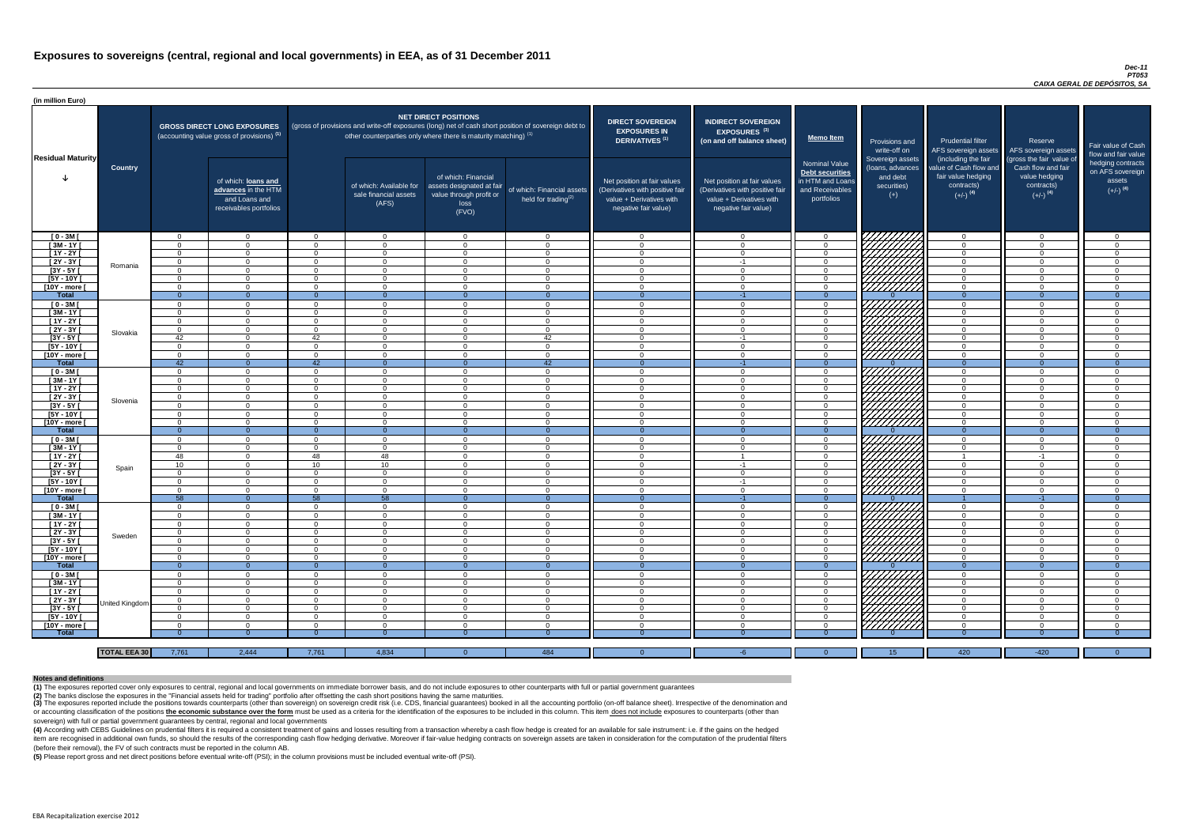# Exposures to sovereigns (central, regional and local governments) in EEA, as of 31 December 2011

*Dec-11*
*PT053*
*CAIXA GERAL DE DEPÓSITOS, SA*

(in million Euro)

| Residual Maturity | Country | GROSS DIRECT LONG EXPOSURES (accounting value gross of provisions) (1) | of which: loans and advances in the HTM and Loans and receivables portfolios | NET DIRECT POSITIONS (gross of provisions and write-off exposures (long) net of cash short position of sovereign debt to other counterparties only where there is maturity matching) (1) | of which: Available for sale financial assets (AFS) | of which: Financial assets designated at fair value through profit or loss (FVO) | of which: Financial assets held for trading(2) | DIRECT SOVEREIGN EXPOSURES IN DERIVATIVES (1) Net position at fair values (Derivatives with positive fair value + Derivatives with negative fair value) | INDIRECT SOVEREIGN EXPOSURES (3) (on and off balance sheet) Net position at fair values (Derivatives with positive fair value + Derivatives with negative fair value) | Memo Item: Nominal Value Debt securities in HTM and Loans and Receivables portfolios | Provisions and write-off on Sovereign assets (loans, advances and debt securities) (+) | Prudential filter AFS sovereign assets (including the fair value of Cash flow and fair value hedging contracts) (+/-) (4) | Reserve AFS sovereign assets (gross the fair value of Cash flow and fair value hedging contracts) (+/-) (4) | Fair value of Cash flow and fair value hedging contracts on AFS sovereign assets (+/-) (4) |
|---|---|---|---|---|---|---|---|---|---|---|---|---|---|---|
| [ 0 - 3M [ | Romania | 0 | 0 | 0 | 0 | 0 | 0 | 0 | 0 | 0 | | 0 | 0 | 0 |
| [ 3M - 1Y [ | | 0 | 0 | 0 | 0 | 0 | 0 | 0 | 0 | 0 | | 0 | 0 | 0 |
| [ 1Y - 2Y [ | | 0 | 0 | 0 | 0 | 0 | 0 | 0 | 0 | 0 | | 0 | 0 | 0 |
| [ 2Y - 3Y [ | | 0 | 0 | 0 | 0 | 0 | 0 | 0 | -1 | 0 | | 0 | 0 | 0 |
| [3Y - 5Y [ | | 0 | 0 | 0 | 0 | 0 | 0 | 0 | 0 | 0 | | 0 | 0 | 0 |
| [5Y - 10Y [ | | 0 | 0 | 0 | 0 | 0 | 0 | 0 | 0 | 0 | | 0 | 0 | 0 |
| [10Y - more [ | | 0 | 0 | 0 | 0 | 0 | 0 | 0 | 0 | 0 | | 0 | 0 | 0 |
| **Total** | | 0 | 0 | 0 | 0 | 0 | 0 | 0 | -1 | 0 | 0 | 0 | 0 | 0 |
| [ 0 - 3M [ | Slovakia | 0 | 0 | 0 | 0 | 0 | 0 | 0 | 0 | 0 | | 0 | 0 | 0 |
| [ 3M - 1Y [ | | 0 | 0 | 0 | 0 | 0 | 0 | 0 | 0 | 0 | | 0 | 0 | 0 |
| [ 1Y - 2Y [ | | 0 | 0 | 0 | 0 | 0 | 0 | 0 | 0 | 0 | | 0 | 0 | 0 |
| [ 2Y - 3Y [ | | 0 | 0 | 0 | 0 | 0 | 0 | 0 | 0 | 0 | | 0 | 0 | 0 |
| [3Y - 5Y [ | | 42 | 0 | 42 | 0 | 0 | 42 | 0 | -1 | 0 | | 0 | 0 | 0 |
| [5Y - 10Y [ | | 0 | 0 | 0 | 0 | 0 | 0 | 0 | 0 | 0 | | 0 | 0 | 0 |
| [10Y - more [ | | 0 | 0 | 0 | 0 | 0 | 0 | 0 | 0 | 0 | | 0 | 0 | 0 |
| **Total** | | 42 | 0 | 42 | 0 | 0 | 42 | 0 | -1 | 0 | 0 | 0 | 0 | 0 |
| [ 0 - 3M [ | Slovenia | 0 | 0 | 0 | 0 | 0 | 0 | 0 | 0 | 0 | | 0 | 0 | 0 |
| [ 3M - 1Y [ | | 0 | 0 | 0 | 0 | 0 | 0 | 0 | 0 | 0 | | 0 | 0 | 0 |
| [ 1Y - 2Y [ | | 0 | 0 | 0 | 0 | 0 | 0 | 0 | 0 | 0 | | 0 | 0 | 0 |
| [ 2Y - 3Y [ | | 0 | 0 | 0 | 0 | 0 | 0 | 0 | 0 | 0 | | 0 | 0 | 0 |
| [3Y - 5Y [ | | 0 | 0 | 0 | 0 | 0 | 0 | 0 | 0 | 0 | | 0 | 0 | 0 |
| [5Y - 10Y [ | | 0 | 0 | 0 | 0 | 0 | 0 | 0 | 0 | 0 | | 0 | 0 | 0 |
| [10Y - more [ | | 0 | 0 | 0 | 0 | 0 | 0 | 0 | 0 | 0 | | 0 | 0 | 0 |
| **Total** | | 0 | 0 | 0 | 0 | 0 | 0 | 0 | 0 | 0 | 0 | 0 | 0 | 0 |
| [ 0 - 3M [ | Spain | 0 | 0 | 0 | 0 | 0 | 0 | 0 | 0 | 0 | | 0 | 0 | 0 |
| [ 3M - 1Y [ | | 0 | 0 | 0 | 0 | 0 | 0 | 0 | 0 | 0 | | 0 | 0 | 0 |
| [ 1Y - 2Y [ | | 48 | 0 | 48 | 48 | 0 | 0 | 0 | 1 | 0 | | 1 | -1 | 0 |
| [ 2Y - 3Y [ | | 10 | 0 | 10 | 10 | 0 | 0 | 0 | -1 | 0 | | 0 | 0 | 0 |
| [3Y - 5Y [ | | 0 | 0 | 0 | 0 | 0 | 0 | 0 | 0 | 0 | | 0 | 0 | 0 |
| [5Y - 10Y [ | | 0 | 0 | 0 | 0 | 0 | 0 | 0 | -1 | 0 | | 0 | 0 | 0 |
| [10Y - more [ | | 0 | 0 | 0 | 0 | 0 | 0 | 0 | 0 | 0 | | 0 | 0 | 0 |
| **Total** | | 58 | 0 | 58 | 58 | 0 | 0 | 0 | -1 | 0 | 0 | 1 | -1 | 0 |
| [ 0 - 3M [ | Sweden | 0 | 0 | 0 | 0 | 0 | 0 | 0 | 0 | 0 | | 0 | 0 | 0 |
| [ 3M - 1Y [ | | 0 | 0 | 0 | 0 | 0 | 0 | 0 | 0 | 0 | | 0 | 0 | 0 |
| [ 1Y - 2Y [ | | 0 | 0 | 0 | 0 | 0 | 0 | 0 | 0 | 0 | | 0 | 0 | 0 |
| [ 2Y - 3Y [ | | 0 | 0 | 0 | 0 | 0 | 0 | 0 | 0 | 0 | | 0 | 0 | 0 |
| [3Y - 5Y [ | | 0 | 0 | 0 | 0 | 0 | 0 | 0 | 0 | 0 | | 0 | 0 | 0 |
| [5Y - 10Y [ | | 0 | 0 | 0 | 0 | 0 | 0 | 0 | 0 | 0 | | 0 | 0 | 0 |
| [10Y - more [ | | 0 | 0 | 0 | 0 | 0 | 0 | 0 | 0 | 0 | | 0 | 0 | 0 |
| **Total** | | 0 | 0 | 0 | 0 | 0 | 0 | 0 | 0 | 0 | 0 | 0 | 0 | 0 |
| [ 0 - 3M [ | United Kingdom | 0 | 0 | 0 | 0 | 0 | 0 | 0 | 0 | 0 | | 0 | 0 | 0 |
| [ 3M - 1Y [ | | 0 | 0 | 0 | 0 | 0 | 0 | 0 | 0 | 0 | | 0 | 0 | 0 |
| [ 1Y - 2Y [ | | 0 | 0 | 0 | 0 | 0 | 0 | 0 | 0 | 0 | | 0 | 0 | 0 |
| [ 2Y - 3Y [ | | 0 | 0 | 0 | 0 | 0 | 0 | 0 | 0 | 0 | | 0 | 0 | 0 |
| [3Y - 5Y [ | | 0 | 0 | 0 | 0 | 0 | 0 | 0 | 0 | 0 | | 0 | 0 | 0 |
| [5Y - 10Y [ | | 0 | 0 | 0 | 0 | 0 | 0 | 0 | 0 | 0 | | 0 | 0 | 0 |
| [10Y - more [ | | 0 | 0 | 0 | 0 | 0 | 0 | 0 | 0 | 0 | | 0 | 0 | 0 |
| **Total** | | 0 | 0 | 0 | 0 | 0 | 0 | 0 | 0 | 0 | 0 | 0 | 0 | 0 |
| **TOTAL EEA 30** | | 7,761 | 2,444 | 7,761 | 4,834 | 0 | 484 | 0 | -6 | 0 | 15 | 420 | -420 | 0 |

**Notes and definitions**

**(1)** The exposures reported cover only exposures to central, regional and local governments on immediate borrower basis, and do not include exposures to other counterparts with full or partial government guarantees

**(2)** The banks disclose the exposures in the "Financial assets held for trading" portfolio after offsetting the cash short positions having the same maturities.

**(3)** The exposures reported include the positions towards counterparts (other than sovereign) on sovereign credit risk (i.e. CDS, financial guarantees) booked in all the accounting portfolio (on-off balance sheet). Irrespective of the denomination and or accounting classification of the positions **the economic substance over the form** must be used as a criteria for the identification of the exposures to be included in this column. This item does not include exposures to counterparts (other than sovereign) with full or partial government guarantees by central, regional and local governments

**(4)** According with CEBS Guidelines on prudential filters it is required a consistent treatment of gains and losses resulting from a transaction whereby a cash flow hedge is created for an available for sale instrument: i.e. if the gains on the hedged item are recognised in additional own funds, so should the results of the corresponding cash flow hedging derivative. Moreover if fair-value hedging contracts on sovereign assets are taken in consideration for the computation of the prudential filters (before their removal), the FV of such contracts must be reported in the column AB.

**(5)** Please report gross and net direct positions before eventual write-off (PSI); in the column provisions must be included eventual write-off (PSI).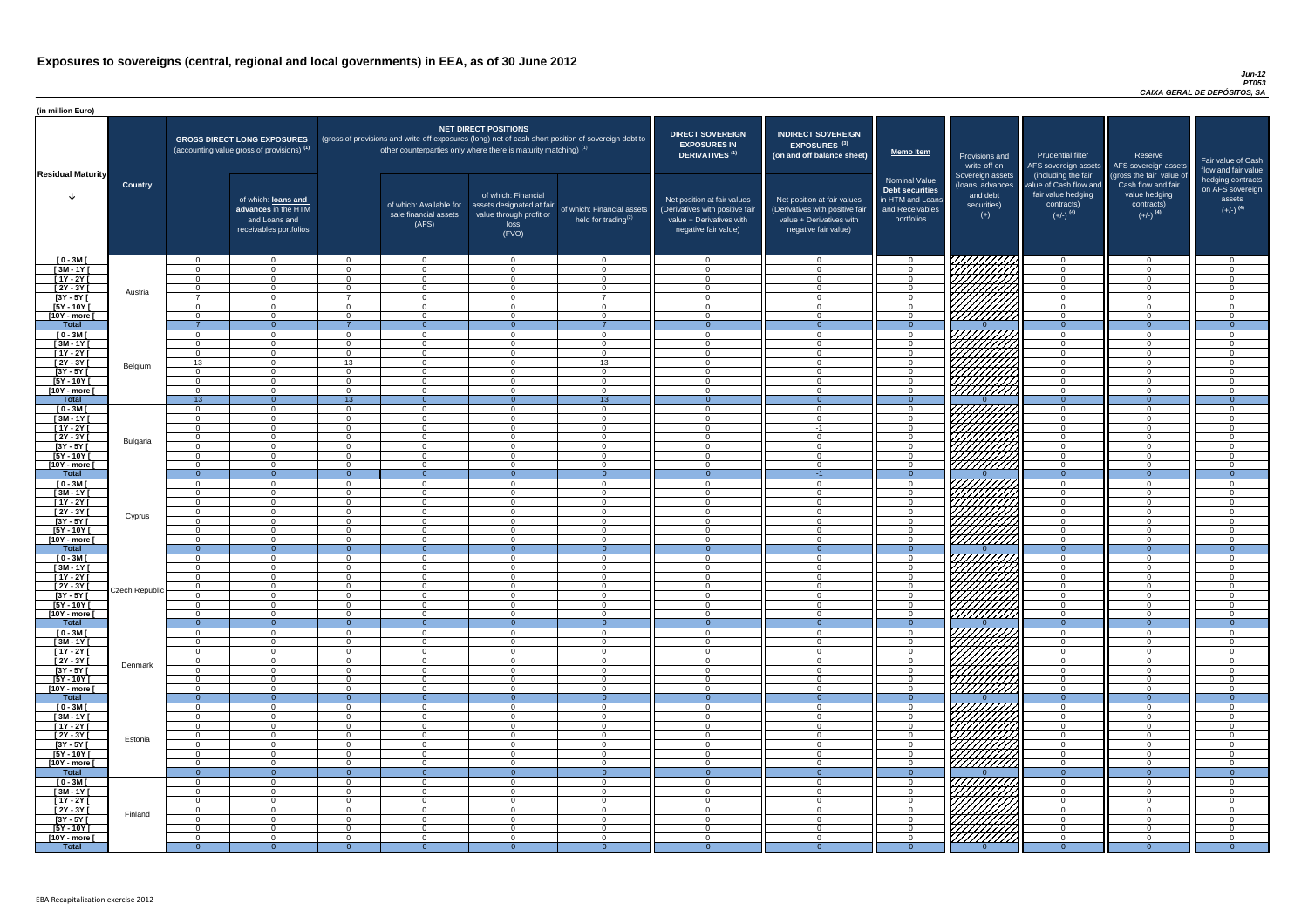# Exposures to sovereigns (central, regional and local governments) in EEA, as of 30 June 2012

*Jun-12*
*PT053*
*CAIXA GERAL DE DEPÓSITOS, SA*

(in million Euro)

| Residual Maturity | Country | GROSS DIRECT LONG EXPOSURES (accounting value gross of provisions) (1) | of which: loans and advances in the HTM and Loans and receivables portfolios | NET DIRECT POSITIONS (gross of provisions and write-off exposures (long) net of cash short position of sovereign debt to other counterparties only where there is maturity matching) (1) | of which: Available for sale financial assets (AFS) | of which: Financial assets designated at fair value through profit or loss (FVO) | of which: Financial assets held for trading(2) | DIRECT SOVEREIGN EXPOSURES IN DERIVATIVES (1) Net position at fair values (Derivatives with positive fair value + Derivatives with negative fair value) | INDIRECT SOVEREIGN EXPOSURES (3) (on and off balance sheet) Net position at fair values (Derivatives with positive fair value + Derivatives with negative fair value) | Memo Item: Nominal Value Debt securities in HTM and Loans and Receivables portfolios | Provisions and write-off on Sovereign assets (loans, advances and debt securities) (+) | Prudential filter AFS sovereign assets (including the fair value of Cash flow and fair value hedging contracts) (+/-) (4) | Reserve AFS sovereign assets (gross the fair value of Cash flow and fair value hedging contracts) (+/-) (4) | Fair value of Cash flow and fair value hedging contracts on AFS sovereign assets (+/-) (4) |
|---|---|---|---|---|---|---|---|---|---|---|---|---|---|---|
| [ 0 - 3M [ | Austria | 0 | 0 | 0 | 0 | 0 | 0 | 0 | 0 | 0 | | 0 | 0 | 0 |
| [ 3M - 1Y [ | | 0 | 0 | 0 | 0 | 0 | 0 | 0 | 0 | 0 | | 0 | 0 | 0 |
| [ 1Y - 2Y [ | | 0 | 0 | 0 | 0 | 0 | 0 | 0 | 0 | 0 | | 0 | 0 | 0 |
| [ 2Y - 3Y [ | | 0 | 0 | 0 | 0 | 0 | 0 | 0 | 0 | 0 | | 0 | 0 | 0 |
| [3Y - 5Y [ | | 7 | 0 | 7 | 0 | 0 | 7 | 0 | 0 | 0 | | 0 | 0 | 0 |
| [5Y - 10Y [ | | 0 | 0 | 0 | 0 | 0 | 0 | 0 | 0 | 0 | | 0 | 0 | 0 |
| [10Y - more [ | | 0 | 0 | 0 | 0 | 0 | 0 | 0 | 0 | 0 | | 0 | 0 | 0 |
| Total | | 7 | 0 | 7 | 0 | 0 | 7 | 0 | 0 | 0 | 0 | 0 | 0 | 0 |
| [ 0 - 3M [ | Belgium | 0 | 0 | 0 | 0 | 0 | 0 | 0 | 0 | 0 | | 0 | 0 | 0 |
| [ 3M - 1Y [ | | 0 | 0 | 0 | 0 | 0 | 0 | 0 | 0 | 0 | | 0 | 0 | 0 |
| [ 1Y - 2Y [ | | 0 | 0 | 0 | 0 | 0 | 0 | 0 | 0 | 0 | | 0 | 0 | 0 |
| [ 2Y - 3Y [ | | 13 | 0 | 13 | 0 | 0 | 13 | 0 | 0 | 0 | | 0 | 0 | 0 |
| [3Y - 5Y [ | | 0 | 0 | 0 | 0 | 0 | 0 | 0 | 0 | 0 | | 0 | 0 | 0 |
| [5Y - 10Y [ | | 0 | 0 | 0 | 0 | 0 | 0 | 0 | 0 | 0 | | 0 | 0 | 0 |
| [10Y - more [ | | 0 | 0 | 0 | 0 | 0 | 0 | 0 | 0 | 0 | | 0 | 0 | 0 |
| Total | | 13 | 0 | 13 | 0 | 0 | 13 | 0 | 0 | 0 | 0 | 0 | 0 | 0 |
| [ 0 - 3M [ | Bulgaria | 0 | 0 | 0 | 0 | 0 | 0 | 0 | 0 | 0 | | 0 | 0 | 0 |
| [ 3M - 1Y [ | | 0 | 0 | 0 | 0 | 0 | 0 | 0 | 0 | 0 | | 0 | 0 | 0 |
| [ 1Y - 2Y [ | | 0 | 0 | 0 | 0 | 0 | 0 | 0 | -1 | 0 | | 0 | 0 | 0 |
| [ 2Y - 3Y [ | | 0 | 0 | 0 | 0 | 0 | 0 | 0 | 0 | 0 | | 0 | 0 | 0 |
| [3Y - 5Y [ | | 0 | 0 | 0 | 0 | 0 | 0 | 0 | 0 | 0 | | 0 | 0 | 0 |
| [5Y - 10Y [ | | 0 | 0 | 0 | 0 | 0 | 0 | 0 | 0 | 0 | | 0 | 0 | 0 |
| [10Y - more [ | | 0 | 0 | 0 | 0 | 0 | 0 | 0 | 0 | 0 | | 0 | 0 | 0 |
| Total | | 0 | 0 | 0 | 0 | 0 | 0 | 0 | -1 | 0 | 0 | 0 | 0 | 0 |
| [ 0 - 3M [ | Cyprus | 0 | 0 | 0 | 0 | 0 | 0 | 0 | 0 | 0 | | 0 | 0 | 0 |
| [ 3M - 1Y [ | | 0 | 0 | 0 | 0 | 0 | 0 | 0 | 0 | 0 | | 0 | 0 | 0 |
| [ 1Y - 2Y [ | | 0 | 0 | 0 | 0 | 0 | 0 | 0 | 0 | 0 | | 0 | 0 | 0 |
| [ 2Y - 3Y [ | | 0 | 0 | 0 | 0 | 0 | 0 | 0 | 0 | 0 | | 0 | 0 | 0 |
| [3Y - 5Y [ | | 0 | 0 | 0 | 0 | 0 | 0 | 0 | 0 | 0 | | 0 | 0 | 0 |
| [5Y - 10Y [ | | 0 | 0 | 0 | 0 | 0 | 0 | 0 | 0 | 0 | | 0 | 0 | 0 |
| [10Y - more [ | | 0 | 0 | 0 | 0 | 0 | 0 | 0 | 0 | 0 | | 0 | 0 | 0 |
| Total | | 0 | 0 | 0 | 0 | 0 | 0 | 0 | 0 | 0 | 0 | 0 | 0 | 0 |
| [ 0 - 3M [ | Czech Republic | 0 | 0 | 0 | 0 | 0 | 0 | 0 | 0 | 0 | | 0 | 0 | 0 |
| [ 3M - 1Y [ | | 0 | 0 | 0 | 0 | 0 | 0 | 0 | 0 | 0 | | 0 | 0 | 0 |
| [ 1Y - 2Y [ | | 0 | 0 | 0 | 0 | 0 | 0 | 0 | 0 | 0 | | 0 | 0 | 0 |
| [ 2Y - 3Y [ | | 0 | 0 | 0 | 0 | 0 | 0 | 0 | 0 | 0 | | 0 | 0 | 0 |
| [3Y - 5Y [ | | 0 | 0 | 0 | 0 | 0 | 0 | 0 | 0 | 0 | | 0 | 0 | 0 |
| [5Y - 10Y [ | | 0 | 0 | 0 | 0 | 0 | 0 | 0 | 0 | 0 | | 0 | 0 | 0 |
| [10Y - more [ | | 0 | 0 | 0 | 0 | 0 | 0 | 0 | 0 | 0 | | 0 | 0 | 0 |
| Total | | 0 | 0 | 0 | 0 | 0 | 0 | 0 | 0 | 0 | 0 | 0 | 0 | 0 |
| [ 0 - 3M [ | Denmark | 0 | 0 | 0 | 0 | 0 | 0 | 0 | 0 | 0 | | 0 | 0 | 0 |
| [ 3M - 1Y [ | | 0 | 0 | 0 | 0 | 0 | 0 | 0 | 0 | 0 | | 0 | 0 | 0 |
| [ 1Y - 2Y [ | | 0 | 0 | 0 | 0 | 0 | 0 | 0 | 0 | 0 | | 0 | 0 | 0 |
| [ 2Y - 3Y [ | | 0 | 0 | 0 | 0 | 0 | 0 | 0 | 0 | 0 | | 0 | 0 | 0 |
| [3Y - 5Y [ | | 0 | 0 | 0 | 0 | 0 | 0 | 0 | 0 | 0 | | 0 | 0 | 0 |
| [5Y - 10Y [ | | 0 | 0 | 0 | 0 | 0 | 0 | 0 | 0 | 0 | | 0 | 0 | 0 |
| [10Y - more [ | | 0 | 0 | 0 | 0 | 0 | 0 | 0 | 0 | 0 | | 0 | 0 | 0 |
| Total | | 0 | 0 | 0 | 0 | 0 | 0 | 0 | 0 | 0 | 0 | 0 | 0 | 0 |
| [ 0 - 3M [ | Estonia | 0 | 0 | 0 | 0 | 0 | 0 | 0 | 0 | 0 | | 0 | 0 | 0 |
| [ 3M - 1Y [ | | 0 | 0 | 0 | 0 | 0 | 0 | 0 | 0 | 0 | | 0 | 0 | 0 |
| [ 1Y - 2Y [ | | 0 | 0 | 0 | 0 | 0 | 0 | 0 | 0 | 0 | | 0 | 0 | 0 |
| [ 2Y - 3Y [ | | 0 | 0 | 0 | 0 | 0 | 0 | 0 | 0 | 0 | | 0 | 0 | 0 |
| [3Y - 5Y [ | | 0 | 0 | 0 | 0 | 0 | 0 | 0 | 0 | 0 | | 0 | 0 | 0 |
| [5Y - 10Y [ | | 0 | 0 | 0 | 0 | 0 | 0 | 0 | 0 | 0 | | 0 | 0 | 0 |
| [10Y - more [ | | 0 | 0 | 0 | 0 | 0 | 0 | 0 | 0 | 0 | | 0 | 0 | 0 |
| Total | | 0 | 0 | 0 | 0 | 0 | 0 | 0 | 0 | 0 | 0 | 0 | 0 | 0 |
| [ 0 - 3M [ | Finland | 0 | 0 | 0 | 0 | 0 | 0 | 0 | 0 | 0 | | 0 | 0 | 0 |
| [ 3M - 1Y [ | | 0 | 0 | 0 | 0 | 0 | 0 | 0 | 0 | 0 | | 0 | 0 | 0 |
| [ 1Y - 2Y [ | | 0 | 0 | 0 | 0 | 0 | 0 | 0 | 0 | 0 | | 0 | 0 | 0 |
| [ 2Y - 3Y [ | | 0 | 0 | 0 | 0 | 0 | 0 | 0 | 0 | 0 | | 0 | 0 | 0 |
| [3Y - 5Y [ | | 0 | 0 | 0 | 0 | 0 | 0 | 0 | 0 | 0 | | 0 | 0 | 0 |
| [5Y - 10Y [ | | 0 | 0 | 0 | 0 | 0 | 0 | 0 | 0 | 0 | | 0 | 0 | 0 |
| [10Y - more [ | | 0 | 0 | 0 | 0 | 0 | 0 | 0 | 0 | 0 | | 0 | 0 | 0 |
| Total | | 0 | 0 | 0 | 0 | 0 | 0 | 0 | 0 | 0 | 0 | 0 | 0 | 0 |

EBA Recapitalization exercise 2012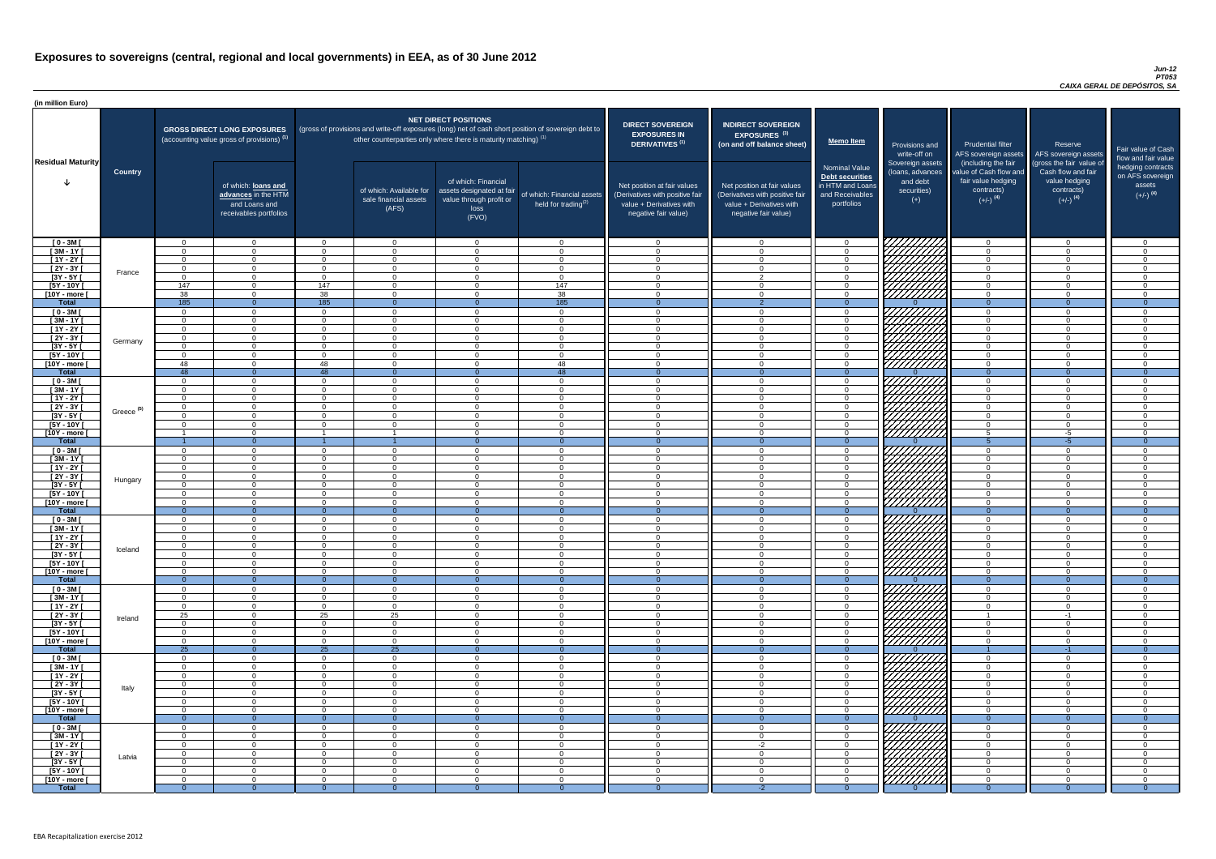# Exposures to sovereigns (central, regional and local governments) in EEA, as of 30 June 2012

*Jun-12*
*PT053*
*CAIXA GERAL DE DEPÓSITOS, SA*

(in million Euro)

| Residual Maturity | Country | GROSS DIRECT LONG EXPOSURES (accounting value gross of provisions) (1) | of which: loans and advances in the HTM and Loans and receivables portfolios | NET DIRECT POSITIONS (gross of provisions and write-off exposures (long) net of cash short position of sovereign debt to other counterparties only where there is maturity matching) (1) | of which: Available for sale financial assets (AFS) | of which: Financial assets designated at fair value through profit or loss (FVO) | of which: Financial assets held for trading (2) | DIRECT SOVEREIGN EXPOSURES IN DERIVATIVES (1) Net position at fair values (Derivatives with positive fair value + Derivatives with negative fair value) | INDIRECT SOVEREIGN EXPOSURES (3) (on and off balance sheet) Net position at fair values (Derivatives with positive fair value + Derivatives with negative fair value) | Memo Item: Nominal Value Debt securities in HTM and Loans and Receivables portfolios | Provisions and write-off on Sovereign assets (loans, advances and debt securities) (+) | Prudential filter AFS sovereign assets (including the fair value of Cash flow and fair value hedging contracts) (+/-) (4) | Reserve AFS sovereign assets (gross the fair value of Cash flow and fair value hedging contracts) (+/-) (4) | Fair value of Cash flow and fair value hedging contracts on AFS sovereign assets (+/-) (4) |
|---|---|---|---|---|---|---|---|---|---|---|---|---|---|---|
| [ 0 - 3M [ | France | 0 | 0 | 0 | 0 | 0 | 0 | 0 | 0 | 0 | | 0 | 0 | 0 |
| [ 3M - 1Y [ | | 0 | 0 | 0 | 0 | 0 | 0 | 0 | 0 | 0 | | 0 | 0 | 0 |
| [ 1Y - 2Y [ | | 0 | 0 | 0 | 0 | 0 | 0 | 0 | 0 | 0 | | 0 | 0 | 0 |
| [ 2Y - 3Y [ | | 0 | 0 | 0 | 0 | 0 | 0 | 0 | 0 | 0 | | 0 | 0 | 0 |
| [3Y - 5Y [ | | 0 | 0 | 0 | 0 | 0 | 0 | 0 | 2 | 0 | | 0 | 0 | 0 |
| [5Y - 10Y [ | | 147 | 0 | 147 | 0 | 0 | 147 | 0 | 0 | 0 | | 0 | 0 | 0 |
| [10Y - more [ | | 38 | 0 | 38 | 0 | 0 | 38 | 0 | 0 | 0 | | 0 | 0 | 0 |
| **Total** | | 185 | 0 | 185 | 0 | 0 | 185 | 0 | 2 | 0 | 0 | 0 | 0 | 0 |
| [ 0 - 3M [ | Germany | 0 | 0 | 0 | 0 | 0 | 0 | 0 | 0 | 0 | | 0 | 0 | 0 |
| [ 3M - 1Y [ | | 0 | 0 | 0 | 0 | 0 | 0 | 0 | 0 | 0 | | 0 | 0 | 0 |
| [ 1Y - 2Y [ | | 0 | 0 | 0 | 0 | 0 | 0 | 0 | 0 | 0 | | 0 | 0 | 0 |
| [ 2Y - 3Y [ | | 0 | 0 | 0 | 0 | 0 | 0 | 0 | 0 | 0 | | 0 | 0 | 0 |
| [3Y - 5Y [ | | 0 | 0 | 0 | 0 | 0 | 0 | 0 | 0 | 0 | | 0 | 0 | 0 |
| [5Y - 10Y [ | | 0 | 0 | 0 | 0 | 0 | 0 | 0 | 0 | 0 | | 0 | 0 | 0 |
| [10Y - more [ | | 48 | 0 | 48 | 0 | 0 | 48 | 0 | 0 | 0 | | 0 | 0 | 0 |
| **Total** | | 48 | 0 | 48 | 0 | 0 | 48 | 0 | 0 | 0 | 0 | 0 | 0 | 0 |
| [ 0 - 3M [ | Greece (5) | 0 | 0 | 0 | 0 | 0 | 0 | 0 | 0 | 0 | | 0 | 0 | 0 |
| [ 3M - 1Y [ | | 0 | 0 | 0 | 0 | 0 | 0 | 0 | 0 | 0 | | 0 | 0 | 0 |
| [ 1Y - 2Y [ | | 0 | 0 | 0 | 0 | 0 | 0 | 0 | 0 | 0 | | 0 | 0 | 0 |
| [ 2Y - 3Y [ | | 0 | 0 | 0 | 0 | 0 | 0 | 0 | 0 | 0 | | 0 | 0 | 0 |
| [3Y - 5Y [ | | 0 | 0 | 0 | 0 | 0 | 0 | 0 | 0 | 0 | | 0 | 0 | 0 |
| [5Y - 10Y [ | | 0 | 0 | 0 | 0 | 0 | 0 | 0 | 0 | 0 | | 0 | 0 | 0 |
| [10Y - more [ | | 1 | 0 | 1 | 1 | 0 | 0 | 0 | 0 | 0 | | 5 | -5 | 0 |
| **Total** | | 1 | 0 | 1 | 1 | 0 | 0 | 0 | 0 | 0 | 0 | 5 | -5 | 0 |
| [ 0 - 3M [ | Hungary | 0 | 0 | 0 | 0 | 0 | 0 | 0 | 0 | 0 | | 0 | 0 | 0 |
| [ 3M - 1Y [ | | 0 | 0 | 0 | 0 | 0 | 0 | 0 | 0 | 0 | | 0 | 0 | 0 |
| [ 1Y - 2Y [ | | 0 | 0 | 0 | 0 | 0 | 0 | 0 | 0 | 0 | | 0 | 0 | 0 |
| [ 2Y - 3Y [ | | 0 | 0 | 0 | 0 | 0 | 0 | 0 | 0 | 0 | | 0 | 0 | 0 |
| [3Y - 5Y [ | | 0 | 0 | 0 | 0 | 0 | 0 | 0 | 0 | 0 | | 0 | 0 | 0 |
| [5Y - 10Y [ | | 0 | 0 | 0 | 0 | 0 | 0 | 0 | 0 | 0 | | 0 | 0 | 0 |
| [10Y - more [ | | 0 | 0 | 0 | 0 | 0 | 0 | 0 | 0 | 0 | | 0 | 0 | 0 |
| **Total** | | 0 | 0 | 0 | 0 | 0 | 0 | 0 | 0 | 0 | 0 | 0 | 0 | 0 |
| [ 0 - 3M [ | Iceland | 0 | 0 | 0 | 0 | 0 | 0 | 0 | 0 | 0 | | 0 | 0 | 0 |
| [ 3M - 1Y [ | | 0 | 0 | 0 | 0 | 0 | 0 | 0 | 0 | 0 | | 0 | 0 | 0 |
| [ 1Y - 2Y [ | | 0 | 0 | 0 | 0 | 0 | 0 | 0 | 0 | 0 | | 0 | 0 | 0 |
| [ 2Y - 3Y [ | | 0 | 0 | 0 | 0 | 0 | 0 | 0 | 0 | 0 | | 0 | 0 | 0 |
| [3Y - 5Y [ | | 0 | 0 | 0 | 0 | 0 | 0 | 0 | 0 | 0 | | 0 | 0 | 0 |
| [5Y - 10Y [ | | 0 | 0 | 0 | 0 | 0 | 0 | 0 | 0 | 0 | | 0 | 0 | 0 |
| [10Y - more [ | | 0 | 0 | 0 | 0 | 0 | 0 | 0 | 0 | 0 | | 0 | 0 | 0 |
| **Total** | | 0 | 0 | 0 | 0 | 0 | 0 | 0 | 0 | 0 | 0 | 0 | 0 | 0 |
| [ 0 - 3M [ | Ireland | 0 | 0 | 0 | 0 | 0 | 0 | 0 | 0 | 0 | | 0 | 0 | 0 |
| [ 3M - 1Y [ | | 0 | 0 | 0 | 0 | 0 | 0 | 0 | 0 | 0 | | 0 | 0 | 0 |
| [ 1Y - 2Y [ | | 0 | 0 | 0 | 0 | 0 | 0 | 0 | 0 | 0 | | 0 | 0 | 0 |
| [ 2Y - 3Y [ | | 25 | 0 | 25 | 25 | 0 | 0 | 0 | 0 | 0 | | 1 | -1 | 0 |
| [3Y - 5Y [ | | 0 | 0 | 0 | 0 | 0 | 0 | 0 | 0 | 0 | | 0 | 0 | 0 |
| [5Y - 10Y [ | | 0 | 0 | 0 | 0 | 0 | 0 | 0 | 0 | 0 | | 0 | 0 | 0 |
| [10Y - more [ | | 0 | 0 | 0 | 0 | 0 | 0 | 0 | 0 | 0 | | 0 | 0 | 0 |
| **Total** | | 25 | 0 | 25 | 25 | 0 | 0 | 0 | 0 | 0 | 0 | 1 | -1 | 0 |
| [ 0 - 3M [ | Italy | 0 | 0 | 0 | 0 | 0 | 0 | 0 | 0 | 0 | | 0 | 0 | 0 |
| [ 3M - 1Y [ | | 0 | 0 | 0 | 0 | 0 | 0 | 0 | 0 | 0 | | 0 | 0 | 0 |
| [ 1Y - 2Y [ | | 0 | 0 | 0 | 0 | 0 | 0 | 0 | 0 | 0 | | 0 | 0 | 0 |
| [ 2Y - 3Y [ | | 0 | 0 | 0 | 0 | 0 | 0 | 0 | 0 | 0 | | 0 | 0 | 0 |
| [3Y - 5Y [ | | 0 | 0 | 0 | 0 | 0 | 0 | 0 | 0 | 0 | | 0 | 0 | 0 |
| [5Y - 10Y [ | | 0 | 0 | 0 | 0 | 0 | 0 | 0 | 0 | 0 | | 0 | 0 | 0 |
| [10Y - more [ | | 0 | 0 | 0 | 0 | 0 | 0 | 0 | 0 | 0 | | 0 | 0 | 0 |
| **Total** | | 0 | 0 | 0 | 0 | 0 | 0 | 0 | 0 | 0 | 0 | 0 | 0 | 0 |
| [ 0 - 3M [ | Latvia | 0 | 0 | 0 | 0 | 0 | 0 | 0 | 0 | 0 | | 0 | 0 | 0 |
| [ 3M - 1Y [ | | 0 | 0 | 0 | 0 | 0 | 0 | 0 | 0 | 0 | | 0 | 0 | 0 |
| [ 1Y - 2Y [ | | 0 | 0 | 0 | 0 | 0 | 0 | 0 | -2 | 0 | | 0 | 0 | 0 |
| [ 2Y - 3Y [ | | 0 | 0 | 0 | 0 | 0 | 0 | 0 | 0 | 0 | | 0 | 0 | 0 |
| [3Y - 5Y [ | | 0 | 0 | 0 | 0 | 0 | 0 | 0 | 0 | 0 | | 0 | 0 | 0 |
| [5Y - 10Y [ | | 0 | 0 | 0 | 0 | 0 | 0 | 0 | 0 | 0 | | 0 | 0 | 0 |
| [10Y - more [ | | 0 | 0 | 0 | 0 | 0 | 0 | 0 | 0 | 0 | | 0 | 0 | 0 |
| **Total** | | 0 | 0 | 0 | 0 | 0 | 0 | 0 | -2 | 0 | 0 | 0 | 0 | 0 |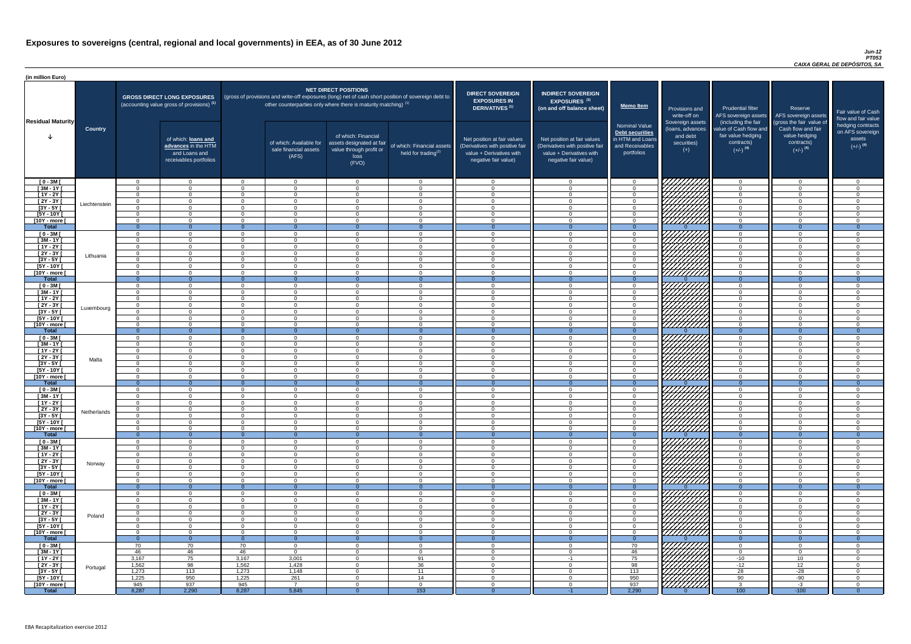# Exposures to sovereigns (central, regional and local governments) in EEA, as of 30 June 2012

*Jun-12*
*PT053*
*CAIXA GERAL DE DEPÓSITOS, SA*

(in million Euro)

| Residual Maturity | Country | GROSS DIRECT LONG EXPOSURES (accounting value gross of provisions) (1) | of which: loans and advances in the HTM and Loans and receivables portfolios | NET DIRECT POSITIONS (gross of provisions and write-off exposures (long) net of cash short position of sovereign debt to other counterparties only where there is maturity matching) (1) | of which: Available for sale financial assets (AFS) | of which: Financial assets designated at fair value through profit or loss (FVO) | of which: Financial assets held for trading(2) | DIRECT SOVEREIGN EXPOSURES IN DERIVATIVES (1) Net position at fair values (Derivatives with positive fair value + Derivatives with negative fair value) | INDIRECT SOVEREIGN EXPOSURES (3) (on and off balance sheet) Net position at fair values (Derivatives with positive fair value + Derivatives with negative fair value) | Memo Item: Nominal Value Debt securities in HTM and Loans and Receivables portfolios | Provisions and write-off on Sovereign assets (loans, advances and debt securities) (+) | Prudential filter AFS sovereign assets (including the fair value of Cash flow and fair value hedging contracts) (+/-) (4) | Reserve AFS sovereign assets (gross the fair value of Cash flow and fair value hedging contracts) (+/-) (4) | Fair value of Cash flow and fair value hedging contracts on AFS sovereign assets (+/-) (4) |
|---|---|---|---|---|---|---|---|---|---|---|---|---|---|---|
| [ 0 - 3M [ | Liechtenstein | 0 | 0 | 0 | 0 | 0 | 0 | 0 | 0 | 0 | | 0 | 0 | 0 |
| [ 3M - 1Y [ | | 0 | 0 | 0 | 0 | 0 | 0 | 0 | 0 | 0 | | 0 | 0 | 0 |
| [ 1Y - 2Y [ | | 0 | 0 | 0 | 0 | 0 | 0 | 0 | 0 | 0 | | 0 | 0 | 0 |
| [ 2Y - 3Y [ | | 0 | 0 | 0 | 0 | 0 | 0 | 0 | 0 | 0 | | 0 | 0 | 0 |
| [3Y - 5Y [ | | 0 | 0 | 0 | 0 | 0 | 0 | 0 | 0 | 0 | | 0 | 0 | 0 |
| [5Y - 10Y [ | | 0 | 0 | 0 | 0 | 0 | 0 | 0 | 0 | 0 | | 0 | 0 | 0 |
| [10Y - more [ | | 0 | 0 | 0 | 0 | 0 | 0 | 0 | 0 | 0 | | 0 | 0 | 0 |
| **Total** | | 0 | 0 | 0 | 0 | 0 | 0 | 0 | 0 | 0 | 0 | 0 | 0 | 0 |
| [ 0 - 3M [ | Lithuania | 0 | 0 | 0 | 0 | 0 | 0 | 0 | 0 | 0 | | 0 | 0 | 0 |
| [ 3M - 1Y [ | | 0 | 0 | 0 | 0 | 0 | 0 | 0 | 0 | 0 | | 0 | 0 | 0 |
| [ 1Y - 2Y [ | | 0 | 0 | 0 | 0 | 0 | 0 | 0 | 0 | 0 | | 0 | 0 | 0 |
| [ 2Y - 3Y [ | | 0 | 0 | 0 | 0 | 0 | 0 | 0 | 0 | 0 | | 0 | 0 | 0 |
| [3Y - 5Y [ | | 0 | 0 | 0 | 0 | 0 | 0 | 0 | 0 | 0 | | 0 | 0 | 0 |
| [5Y - 10Y [ | | 0 | 0 | 0 | 0 | 0 | 0 | 0 | 0 | 0 | | 0 | 0 | 0 |
| [10Y - more [ | | 0 | 0 | 0 | 0 | 0 | 0 | 0 | 0 | 0 | | 0 | 0 | 0 |
| **Total** | | 0 | 0 | 0 | 0 | 0 | 0 | 0 | 0 | 0 | 0 | 0 | 0 | 0 |
| [ 0 - 3M [ | Luxembourg | 0 | 0 | 0 | 0 | 0 | 0 | 0 | 0 | 0 | | 0 | 0 | 0 |
| [ 3M - 1Y [ | | 0 | 0 | 0 | 0 | 0 | 0 | 0 | 0 | 0 | | 0 | 0 | 0 |
| [ 1Y - 2Y [ | | 0 | 0 | 0 | 0 | 0 | 0 | 0 | 0 | 0 | | 0 | 0 | 0 |
| [ 2Y - 3Y [ | | 0 | 0 | 0 | 0 | 0 | 0 | 0 | 0 | 0 | | 0 | 0 | 0 |
| [3Y - 5Y [ | | 0 | 0 | 0 | 0 | 0 | 0 | 0 | 0 | 0 | | 0 | 0 | 0 |
| [5Y - 10Y [ | | 0 | 0 | 0 | 0 | 0 | 0 | 0 | 0 | 0 | | 0 | 0 | 0 |
| [10Y - more [ | | 0 | 0 | 0 | 0 | 0 | 0 | 0 | 0 | 0 | | 0 | 0 | 0 |
| **Total** | | 0 | 0 | 0 | 0 | 0 | 0 | 0 | 0 | 0 | 0 | 0 | 0 | 0 |
| [ 0 - 3M [ | Malta | 0 | 0 | 0 | 0 | 0 | 0 | 0 | 0 | 0 | | 0 | 0 | 0 |
| [ 3M - 1Y [ | | 0 | 0 | 0 | 0 | 0 | 0 | 0 | 0 | 0 | | 0 | 0 | 0 |
| [ 1Y - 2Y [ | | 0 | 0 | 0 | 0 | 0 | 0 | 0 | 0 | 0 | | 0 | 0 | 0 |
| [ 2Y - 3Y [ | | 0 | 0 | 0 | 0 | 0 | 0 | 0 | 0 | 0 | | 0 | 0 | 0 |
| [3Y - 5Y [ | | 0 | 0 | 0 | 0 | 0 | 0 | 0 | 0 | 0 | | 0 | 0 | 0 |
| [5Y - 10Y [ | | 0 | 0 | 0 | 0 | 0 | 0 | 0 | 0 | 0 | | 0 | 0 | 0 |
| [10Y - more [ | | 0 | 0 | 0 | 0 | 0 | 0 | 0 | 0 | 0 | | 0 | 0 | 0 |
| **Total** | | 0 | 0 | 0 | 0 | 0 | 0 | 0 | 0 | 0 | 0 | 0 | 0 | 0 |
| [ 0 - 3M [ | Netherlands | 0 | 0 | 0 | 0 | 0 | 0 | 0 | 0 | 0 | | 0 | 0 | 0 |
| [ 3M - 1Y [ | | 0 | 0 | 0 | 0 | 0 | 0 | 0 | 0 | 0 | | 0 | 0 | 0 |
| [ 1Y - 2Y [ | | 0 | 0 | 0 | 0 | 0 | 0 | 0 | 0 | 0 | | 0 | 0 | 0 |
| [ 2Y - 3Y [ | | 0 | 0 | 0 | 0 | 0 | 0 | 0 | 0 | 0 | | 0 | 0 | 0 |
| [3Y - 5Y [ | | 0 | 0 | 0 | 0 | 0 | 0 | 0 | 0 | 0 | | 0 | 0 | 0 |
| [5Y - 10Y [ | | 0 | 0 | 0 | 0 | 0 | 0 | 0 | 0 | 0 | | 0 | 0 | 0 |
| [10Y - more [ | | 0 | 0 | 0 | 0 | 0 | 0 | 0 | 0 | 0 | | 0 | 0 | 0 |
| **Total** | | 0 | 0 | 0 | 0 | 0 | 0 | 0 | 0 | 0 | 0 | 0 | 0 | 0 |
| [ 0 - 3M [ | Norway | 0 | 0 | 0 | 0 | 0 | 0 | 0 | 0 | 0 | | 0 | 0 | 0 |
| [ 3M - 1Y [ | | 0 | 0 | 0 | 0 | 0 | 0 | 0 | 0 | 0 | | 0 | 0 | 0 |
| [ 1Y - 2Y [ | | 0 | 0 | 0 | 0 | 0 | 0 | 0 | 0 | 0 | | 0 | 0 | 0 |
| [ 2Y - 3Y [ | | 0 | 0 | 0 | 0 | 0 | 0 | 0 | 0 | 0 | | 0 | 0 | 0 |
| [3Y - 5Y [ | | 0 | 0 | 0 | 0 | 0 | 0 | 0 | 0 | 0 | | 0 | 0 | 0 |
| [5Y - 10Y [ | | 0 | 0 | 0 | 0 | 0 | 0 | 0 | 0 | 0 | | 0 | 0 | 0 |
| [10Y - more [ | | 0 | 0 | 0 | 0 | 0 | 0 | 0 | 0 | 0 | | 0 | 0 | 0 |
| **Total** | | 0 | 0 | 0 | 0 | 0 | 0 | 0 | 0 | 0 | 0 | 0 | 0 | 0 |
| [ 0 - 3M [ | Poland | 0 | 0 | 0 | 0 | 0 | 0 | 0 | 0 | 0 | | 0 | 0 | 0 |
| [ 3M - 1Y [ | | 0 | 0 | 0 | 0 | 0 | 0 | 0 | 0 | 0 | | 0 | 0 | 0 |
| [ 1Y - 2Y [ | | 0 | 0 | 0 | 0 | 0 | 0 | 0 | 0 | 0 | | 0 | 0 | 0 |
| [ 2Y - 3Y [ | | 0 | 0 | 0 | 0 | 0 | 0 | 0 | 0 | 0 | | 0 | 0 | 0 |
| [3Y - 5Y [ | | 0 | 0 | 0 | 0 | 0 | 0 | 0 | 0 | 0 | | 0 | 0 | 0 |
| [5Y - 10Y [ | | 0 | 0 | 0 | 0 | 0 | 0 | 0 | 0 | 0 | | 0 | 0 | 0 |
| [10Y - more [ | | 0 | 0 | 0 | 0 | 0 | 0 | 0 | 0 | 0 | | 0 | 0 | 0 |
| **Total** | | 0 | 0 | 0 | 0 | 0 | 0 | 0 | 0 | 0 | 0 | 0 | 0 | 0 |
| [ 0 - 3M [ | Portugal | 70 | 70 | 70 | 0 | 0 | 0 | 0 | 0 | 70 | | 0 | 0 | 0 |
| [ 3M - 1Y [ | | 46 | 46 | 46 | 0 | 0 | 0 | 0 | 0 | 46 | | 0 | 0 | 0 |
| [ 1Y - 2Y [ | | 3,167 | 75 | 3,167 | 3,001 | 0 | 91 | 0 | -1 | 75 | | -10 | 10 | 0 |
| [ 2Y - 3Y [ | | 1,562 | 98 | 1,562 | 1,428 | 0 | 36 | 0 | 0 | 98 | | -12 | 12 | 0 |
| [3Y - 5Y [ | | 1,273 | 113 | 1,273 | 1,148 | 0 | 11 | 0 | 0 | 113 | | 28 | -28 | 0 |
| [5Y - 10Y [ | | 1,225 | 950 | 1,225 | 261 | 0 | 14 | 0 | 0 | 950 | | 90 | -90 | 0 |
| [10Y - more [ | | 945 | 937 | 945 | 7 | 0 | 0 | 0 | 0 | 937 | | 3 | -3 | 0 |
| **Total** | | 8,287 | 2,290 | 8,287 | 5,845 | 0 | 153 | 0 | -1 | 2,290 | 0 | 100 | -100 | 0 |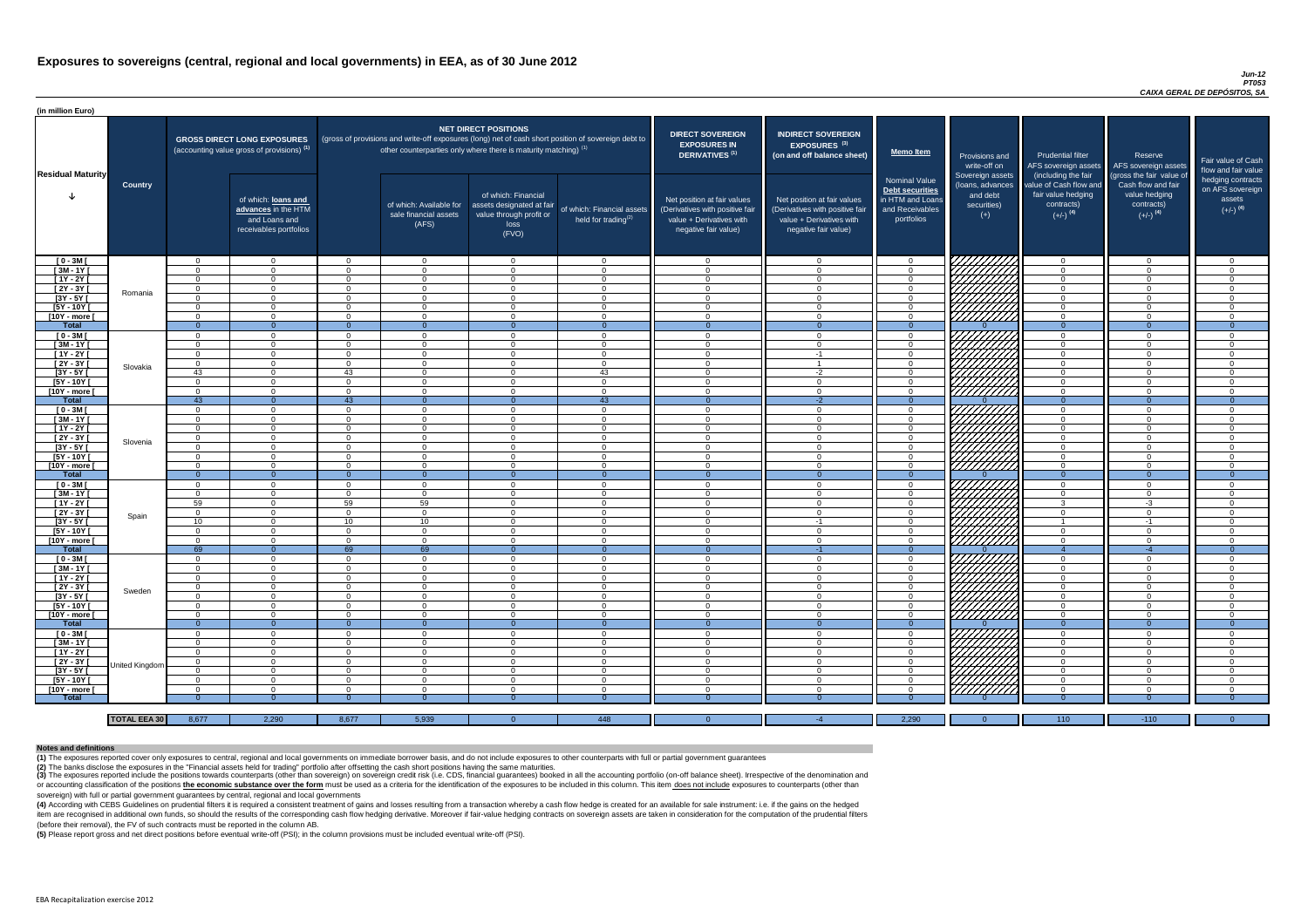# Exposures to sovereigns (central, regional and local governments) in EEA, as of 30 June 2012

*Jun-12*
*PT053*
*CAIXA GERAL DE DEPÓSITOS, SA*

(in million Euro)

| Residual Maturity | Country | GROSS DIRECT LONG EXPOSURES (accounting value gross of provisions) (1) | of which: loans and advances in the HTM and Loans and receivables portfolios | NET DIRECT POSITIONS (gross of provisions and write-off exposures (long) net of cash short position of sovereign debt to other counterparties only where there is maturity matching) (1) | of which: Available for sale financial assets (AFS) | of which: Financial assets designated at fair value through profit or loss (FVO) | of which: Financial assets held for trading(2) | DIRECT SOVEREIGN EXPOSURES IN DERIVATIVES (1) Net position at fair values (Derivatives with positive fair value + Derivatives with negative fair value) | INDIRECT SOVEREIGN EXPOSURES (3) (on and off balance sheet) Net position at fair values (Derivatives with positive fair value + Derivatives with negative fair value) | Memo Item: Nominal Value Debt securities in HTM and Loans and Receivables portfolios | Provisions and write-off on Sovereign assets (loans, advances and debt securities) (+) | Prudential filter AFS sovereign assets (including the fair value of Cash flow and fair value hedging contracts) (+/-) (4) | Reserve AFS sovereign assets (gross the fair value of Cash flow and fair value hedging contracts) (+/-) (4) | Fair value of Cash flow and fair value hedging contracts on AFS sovereign assets (+/-) (4) |
|---|---|---|---|---|---|---|---|---|---|---|---|---|---|---|
| [ 0 - 3M [ | Romania | 0 | 0 | 0 | 0 | 0 | 0 | 0 | 0 | 0 | | 0 | 0 | 0 |
| [ 3M - 1Y [ | | 0 | 0 | 0 | 0 | 0 | 0 | 0 | 0 | 0 | | 0 | 0 | 0 |
| [ 1Y - 2Y [ | | 0 | 0 | 0 | 0 | 0 | 0 | 0 | 0 | 0 | | 0 | 0 | 0 |
| [ 2Y - 3Y [ | | 0 | 0 | 0 | 0 | 0 | 0 | 0 | 0 | 0 | | 0 | 0 | 0 |
| [3Y - 5Y [ | | 0 | 0 | 0 | 0 | 0 | 0 | 0 | 0 | 0 | | 0 | 0 | 0 |
| [5Y - 10Y [ | | 0 | 0 | 0 | 0 | 0 | 0 | 0 | 0 | 0 | | 0 | 0 | 0 |
| [10Y - more [ | | 0 | 0 | 0 | 0 | 0 | 0 | 0 | 0 | 0 | | 0 | 0 | 0 |
| **Total** | | 0 | 0 | 0 | 0 | 0 | 0 | 0 | 0 | 0 | 0 | 0 | 0 | 0 |
| [ 0 - 3M [ | Slovakia | 0 | 0 | 0 | 0 | 0 | 0 | 0 | 0 | 0 | | 0 | 0 | 0 |
| [ 3M - 1Y [ | | 0 | 0 | 0 | 0 | 0 | 0 | 0 | 0 | 0 | | 0 | 0 | 0 |
| [ 1Y - 2Y [ | | 0 | 0 | 0 | 0 | 0 | 0 | 0 | -1 | 0 | | 0 | 0 | 0 |
| [ 2Y - 3Y [ | | 0 | 0 | 0 | 0 | 0 | 0 | 0 | 1 | 0 | | 0 | 0 | 0 |
| [3Y - 5Y [ | | 43 | 0 | 43 | 0 | 0 | 43 | 0 | -2 | 0 | | 0 | 0 | 0 |
| [5Y - 10Y [ | | 0 | 0 | 0 | 0 | 0 | 0 | 0 | 0 | 0 | | 0 | 0 | 0 |
| [10Y - more [ | | 0 | 0 | 0 | 0 | 0 | 0 | 0 | 0 | 0 | | 0 | 0 | 0 |
| **Total** | | 43 | 0 | 43 | 0 | 0 | 43 | 0 | -2 | 0 | 0 | 0 | 0 | 0 |
| [ 0 - 3M [ | Slovenia | 0 | 0 | 0 | 0 | 0 | 0 | 0 | 0 | 0 | | 0 | 0 | 0 |
| [ 3M - 1Y [ | | 0 | 0 | 0 | 0 | 0 | 0 | 0 | 0 | 0 | | 0 | 0 | 0 |
| [ 1Y - 2Y [ | | 0 | 0 | 0 | 0 | 0 | 0 | 0 | 0 | 0 | | 0 | 0 | 0 |
| [ 2Y - 3Y [ | | 0 | 0 | 0 | 0 | 0 | 0 | 0 | 0 | 0 | | 0 | 0 | 0 |
| [3Y - 5Y [ | | 0 | 0 | 0 | 0 | 0 | 0 | 0 | 0 | 0 | | 0 | 0 | 0 |
| [5Y - 10Y [ | | 0 | 0 | 0 | 0 | 0 | 0 | 0 | 0 | 0 | | 0 | 0 | 0 |
| [10Y - more [ | | 0 | 0 | 0 | 0 | 0 | 0 | 0 | 0 | 0 | | 0 | 0 | 0 |
| **Total** | | 0 | 0 | 0 | 0 | 0 | 0 | 0 | 0 | 0 | 0 | 0 | 0 | 0 |
| [ 0 - 3M [ | Spain | 0 | 0 | 0 | 0 | 0 | 0 | 0 | 0 | 0 | | 0 | 0 | 0 |
| [ 3M - 1Y [ | | 0 | 0 | 0 | 0 | 0 | 0 | 0 | 0 | 0 | | 0 | 0 | 0 |
| [ 1Y - 2Y [ | | 59 | 0 | 59 | 59 | 0 | 0 | 0 | 0 | 0 | | 3 | -3 | 0 |
| [ 2Y - 3Y [ | | 0 | 0 | 0 | 0 | 0 | 0 | 0 | 0 | 0 | | 0 | 0 | 0 |
| [3Y - 5Y [ | | 10 | 0 | 10 | 10 | 0 | 0 | 0 | -1 | 0 | | 1 | -1 | 0 |
| [5Y - 10Y [ | | 0 | 0 | 0 | 0 | 0 | 0 | 0 | 0 | 0 | | 0 | 0 | 0 |
| [10Y - more [ | | 0 | 0 | 0 | 0 | 0 | 0 | 0 | 0 | 0 | | 0 | 0 | 0 |
| **Total** | | 69 | 0 | 69 | 69 | 0 | 0 | 0 | -1 | 0 | 0 | 4 | -4 | 0 |
| [ 0 - 3M [ | Sweden | 0 | 0 | 0 | 0 | 0 | 0 | 0 | 0 | 0 | | 0 | 0 | 0 |
| [ 3M - 1Y [ | | 0 | 0 | 0 | 0 | 0 | 0 | 0 | 0 | 0 | | 0 | 0 | 0 |
| [ 1Y - 2Y [ | | 0 | 0 | 0 | 0 | 0 | 0 | 0 | 0 | 0 | | 0 | 0 | 0 |
| [ 2Y - 3Y [ | | 0 | 0 | 0 | 0 | 0 | 0 | 0 | 0 | 0 | | 0 | 0 | 0 |
| [3Y - 5Y [ | | 0 | 0 | 0 | 0 | 0 | 0 | 0 | 0 | 0 | | 0 | 0 | 0 |
| [5Y - 10Y [ | | 0 | 0 | 0 | 0 | 0 | 0 | 0 | 0 | 0 | | 0 | 0 | 0 |
| [10Y - more [ | | 0 | 0 | 0 | 0 | 0 | 0 | 0 | 0 | 0 | | 0 | 0 | 0 |
| **Total** | | 0 | 0 | 0 | 0 | 0 | 0 | 0 | 0 | 0 | 0 | 0 | 0 | 0 |
| [ 0 - 3M [ | United Kingdom | 0 | 0 | 0 | 0 | 0 | 0 | 0 | 0 | 0 | | 0 | 0 | 0 |
| [ 3M - 1Y [ | | 0 | 0 | 0 | 0 | 0 | 0 | 0 | 0 | 0 | | 0 | 0 | 0 |
| [ 1Y - 2Y [ | | 0 | 0 | 0 | 0 | 0 | 0 | 0 | 0 | 0 | | 0 | 0 | 0 |
| [ 2Y - 3Y [ | | 0 | 0 | 0 | 0 | 0 | 0 | 0 | 0 | 0 | | 0 | 0 | 0 |
| [3Y - 5Y [ | | 0 | 0 | 0 | 0 | 0 | 0 | 0 | 0 | 0 | | 0 | 0 | 0 |
| [5Y - 10Y [ | | 0 | 0 | 0 | 0 | 0 | 0 | 0 | 0 | 0 | | 0 | 0 | 0 |
| [10Y - more [ | | 0 | 0 | 0 | 0 | 0 | 0 | 0 | 0 | 0 | | 0 | 0 | 0 |
| **Total** | | 0 | 0 | 0 | 0 | 0 | 0 | 0 | 0 | 0 | 0 | 0 | 0 | 0 |
| **TOTAL EEA 30** | | 8,677 | 2,290 | 8,677 | 5,939 | 0 | 448 | 0 | -4 | 2,290 | 0 | 110 | -110 | 0 |

**Notes and definitions**

**(1)** The exposures reported cover only exposures to central, regional and local governments on immediate borrower basis, and do not include exposures to other counterparts with full or partial government guarantees

**(2)** The banks disclose the exposures in the "Financial assets held for trading" portfolio after offsetting the cash short positions having the same maturities.

**(3)** The exposures reported include the positions towards counterparts (other than sovereign) on sovereign credit risk (i.e. CDS, financial guarantees) booked in all the accounting portfolio (on-off balance sheet). Irrespective of the denomination and or accounting classification of the positions **the economic substance over the form** must be used as a criteria for the identification of the exposures to be included in this column. This item does not include exposures to counterparts (other than sovereign) with full or partial government guarantees by central, regional and local governments

**(4)** According with CEBS Guidelines on prudential filters it is required a consistent treatment of gains and losses resulting from a transaction whereby a cash flow hedge is created for an available for sale instrument: i.e. if the gains on the hedged item are recognised in additional own funds, so should the results of the corresponding cash flow hedging derivative. Moreover if fair-value hedging contracts on sovereign assets are taken in consideration for the computation of the prudential filters (before their removal), the FV of such contracts must be reported in the column AB.

**(5)** Please report gross and net direct positions before eventual write-off (PSI); in the column provisions must be included eventual write-off (PSI).